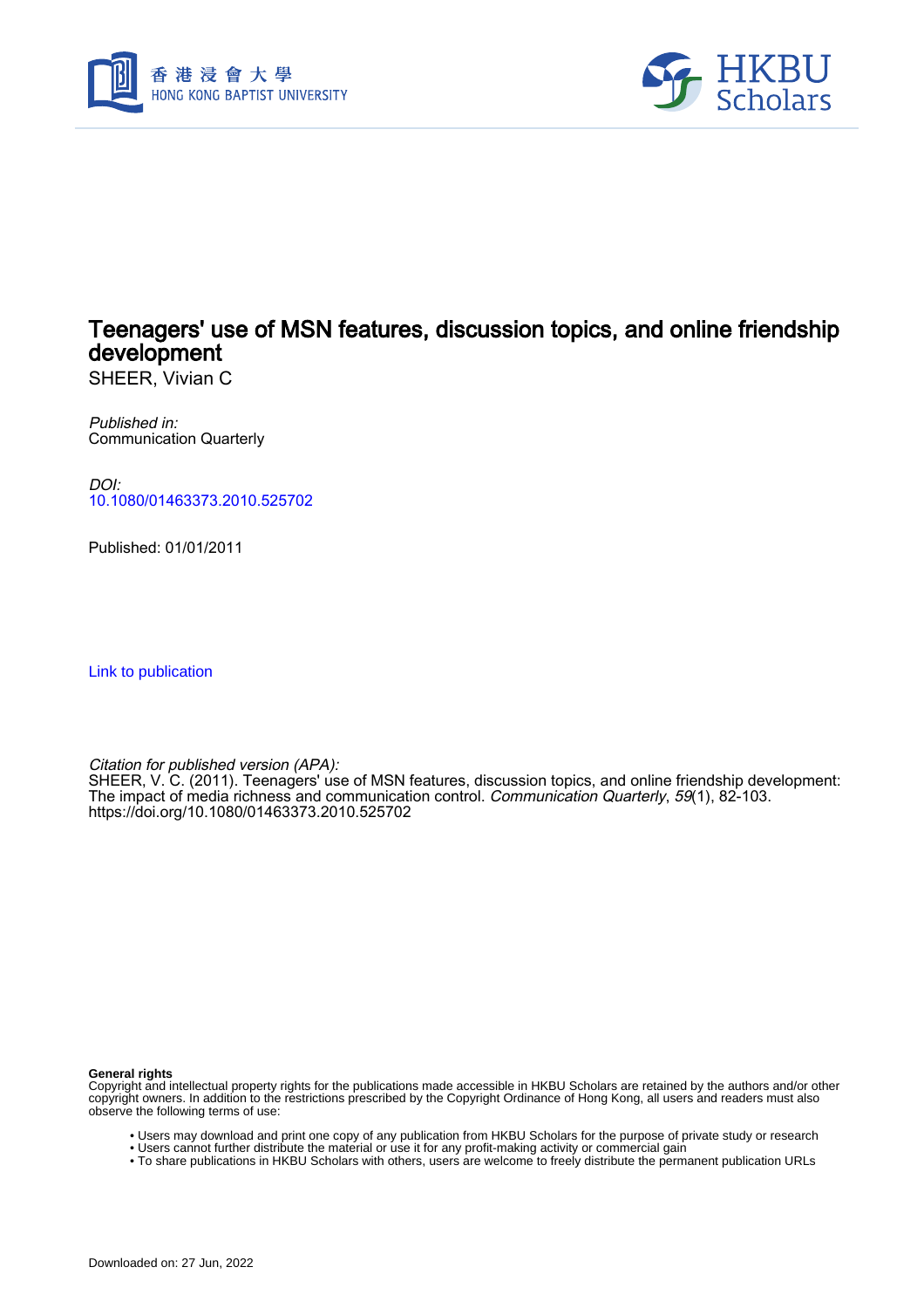# Teenagers' use of MSN features, discussion topics, and online friendship development

SHEER, Vivian C

*Published in:*
Communication Quarterly

*DOI:*
10.1080/01463373.2010.525702

Published: 01/01/2011

Link to publication

*Citation for published version (APA):*
SHEER, V. C. (2011). Teenagers' use of MSN features, discussion topics, and online friendship development: The impact of media richness and communication control. *Communication Quarterly*, *59*(1), 82-103. https://doi.org/10.1080/01463373.2010.525702

**General rights**
Copyright and intellectual property rights for the publications made accessible in HKBU Scholars are retained by the authors and/or other copyright owners. In addition to the restrictions prescribed by the Copyright Ordinance of Hong Kong, all users and readers must also observe the following terms of use:

- Users may download and print one copy of any publication from HKBU Scholars for the purpose of private study or research
- Users cannot further distribute the material or use it for any profit-making activity or commercial gain
- To share publications in HKBU Scholars with others, users are welcome to freely distribute the permanent publication URLs

Downloaded on: 27 Jun, 2022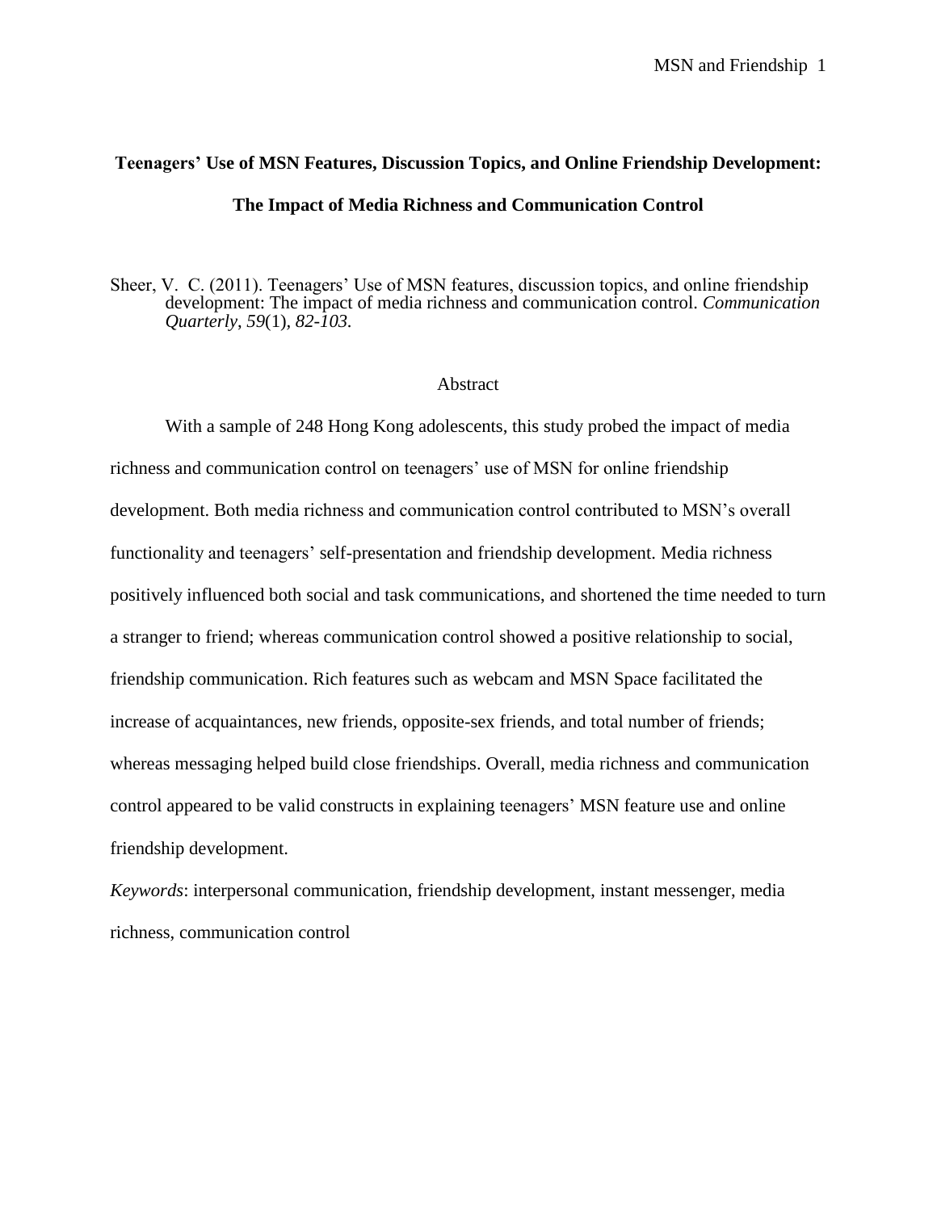# Teenagers' Use of MSN Features, Discussion Topics, and Online Friendship Development: The Impact of Media Richness and Communication Control

Sheer, V. C. (2011). Teenagers' Use of MSN features, discussion topics, and online friendship development: The impact of media richness and communication control. *Communication Quarterly*, *59*(1), *82-103.*

## Abstract

With a sample of 248 Hong Kong adolescents, this study probed the impact of media richness and communication control on teenagers' use of MSN for online friendship development. Both media richness and communication control contributed to MSN's overall functionality and teenagers' self-presentation and friendship development. Media richness positively influenced both social and task communications, and shortened the time needed to turn a stranger to friend; whereas communication control showed a positive relationship to social, friendship communication. Rich features such as webcam and MSN Space facilitated the increase of acquaintances, new friends, opposite-sex friends, and total number of friends; whereas messaging helped build close friendships. Overall, media richness and communication control appeared to be valid constructs in explaining teenagers' MSN feature use and online friendship development.

*Keywords*: interpersonal communication, friendship development, instant messenger, media richness, communication control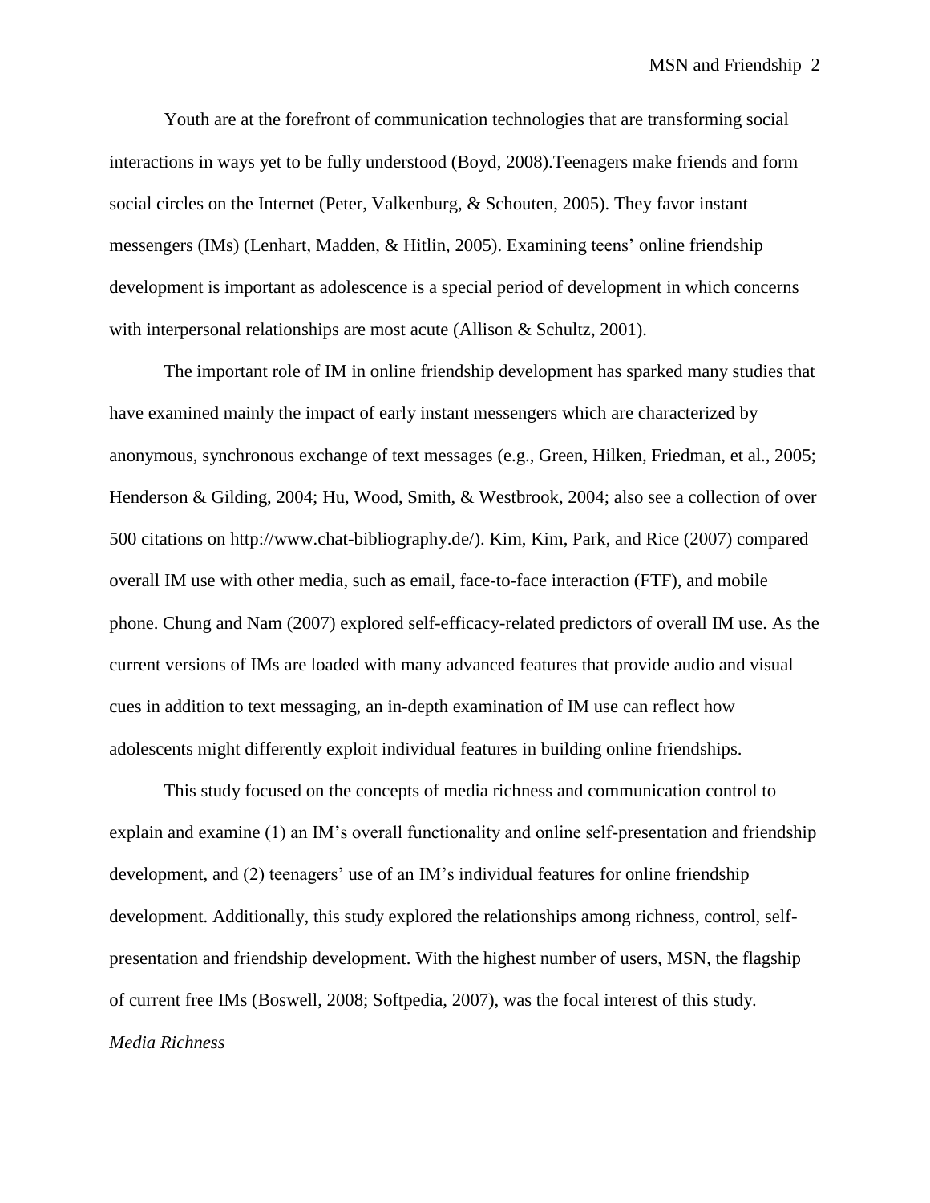Youth are at the forefront of communication technologies that are transforming social interactions in ways yet to be fully understood (Boyd, 2008).Teenagers make friends and form social circles on the Internet (Peter, Valkenburg, & Schouten, 2005). They favor instant messengers (IMs) (Lenhart, Madden, & Hitlin, 2005). Examining teens' online friendship development is important as adolescence is a special period of development in which concerns with interpersonal relationships are most acute (Allison & Schultz, 2001).

The important role of IM in online friendship development has sparked many studies that have examined mainly the impact of early instant messengers which are characterized by anonymous, synchronous exchange of text messages (e.g., Green, Hilken, Friedman, et al., 2005; Henderson & Gilding, 2004; Hu, Wood, Smith, & Westbrook, 2004; also see a collection of over 500 citations on http://www.chat-bibliography.de/). Kim, Kim, Park, and Rice (2007) compared overall IM use with other media, such as email, face-to-face interaction (FTF), and mobile phone. Chung and Nam (2007) explored self-efficacy-related predictors of overall IM use. As the current versions of IMs are loaded with many advanced features that provide audio and visual cues in addition to text messaging, an in-depth examination of IM use can reflect how adolescents might differently exploit individual features in building online friendships.

This study focused on the concepts of media richness and communication control to explain and examine (1) an IM's overall functionality and online self-presentation and friendship development, and (2) teenagers' use of an IM's individual features for online friendship development. Additionally, this study explored the relationships among richness, control, self-presentation and friendship development. With the highest number of users, MSN, the flagship of current free IMs (Boswell, 2008; Softpedia, 2007), was the focal interest of this study.

*Media Richness*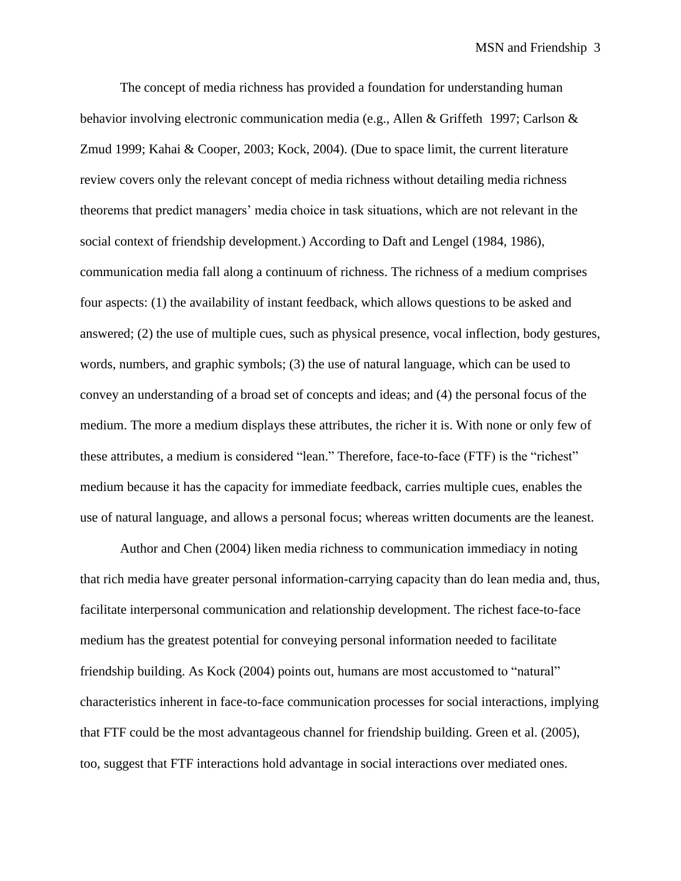The concept of media richness has provided a foundation for understanding human behavior involving electronic communication media (e.g., Allen & Griffeth  1997; Carlson & Zmud 1999; Kahai & Cooper, 2003; Kock, 2004). (Due to space limit, the current literature review covers only the relevant concept of media richness without detailing media richness theorems that predict managers' media choice in task situations, which are not relevant in the social context of friendship development.) According to Daft and Lengel (1984, 1986), communication media fall along a continuum of richness. The richness of a medium comprises four aspects: (1) the availability of instant feedback, which allows questions to be asked and answered; (2) the use of multiple cues, such as physical presence, vocal inflection, body gestures, words, numbers, and graphic symbols; (3) the use of natural language, which can be used to convey an understanding of a broad set of concepts and ideas; and (4) the personal focus of the medium. The more a medium displays these attributes, the richer it is. With none or only few of these attributes, a medium is considered "lean." Therefore, face-to-face (FTF) is the "richest" medium because it has the capacity for immediate feedback, carries multiple cues, enables the use of natural language, and allows a personal focus; whereas written documents are the leanest.

Author and Chen (2004) liken media richness to communication immediacy in noting that rich media have greater personal information-carrying capacity than do lean media and, thus, facilitate interpersonal communication and relationship development. The richest face-to-face medium has the greatest potential for conveying personal information needed to facilitate friendship building. As Kock (2004) points out, humans are most accustomed to "natural" characteristics inherent in face-to-face communication processes for social interactions, implying that FTF could be the most advantageous channel for friendship building. Green et al. (2005), too, suggest that FTF interactions hold advantage in social interactions over mediated ones.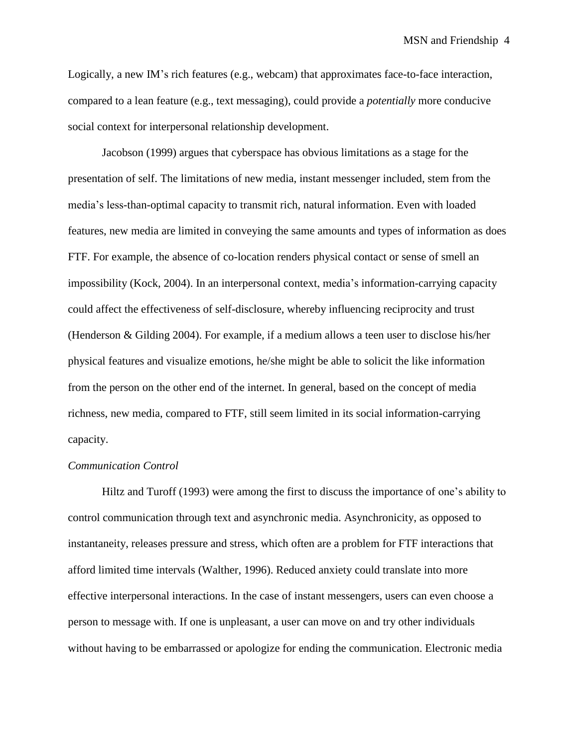Logically, a new IM's rich features (e.g., webcam) that approximates face-to-face interaction, compared to a lean feature (e.g., text messaging), could provide a *potentially* more conducive social context for interpersonal relationship development.

Jacobson (1999) argues that cyberspace has obvious limitations as a stage for the presentation of self. The limitations of new media, instant messenger included, stem from the media's less-than-optimal capacity to transmit rich, natural information. Even with loaded features, new media are limited in conveying the same amounts and types of information as does FTF. For example, the absence of co-location renders physical contact or sense of smell an impossibility (Kock, 2004). In an interpersonal context, media's information-carrying capacity could affect the effectiveness of self-disclosure, whereby influencing reciprocity and trust (Henderson & Gilding 2004). For example, if a medium allows a teen user to disclose his/her physical features and visualize emotions, he/she might be able to solicit the like information from the person on the other end of the internet. In general, based on the concept of media richness, new media, compared to FTF, still seem limited in its social information-carrying capacity.

*Communication Control*

Hiltz and Turoff (1993) were among the first to discuss the importance of one's ability to control communication through text and asynchronic media. Asynchronicity, as opposed to instantaneity, releases pressure and stress, which often are a problem for FTF interactions that afford limited time intervals (Walther, 1996). Reduced anxiety could translate into more effective interpersonal interactions. In the case of instant messengers, users can even choose a person to message with. If one is unpleasant, a user can move on and try other individuals without having to be embarrassed or apologize for ending the communication. Electronic media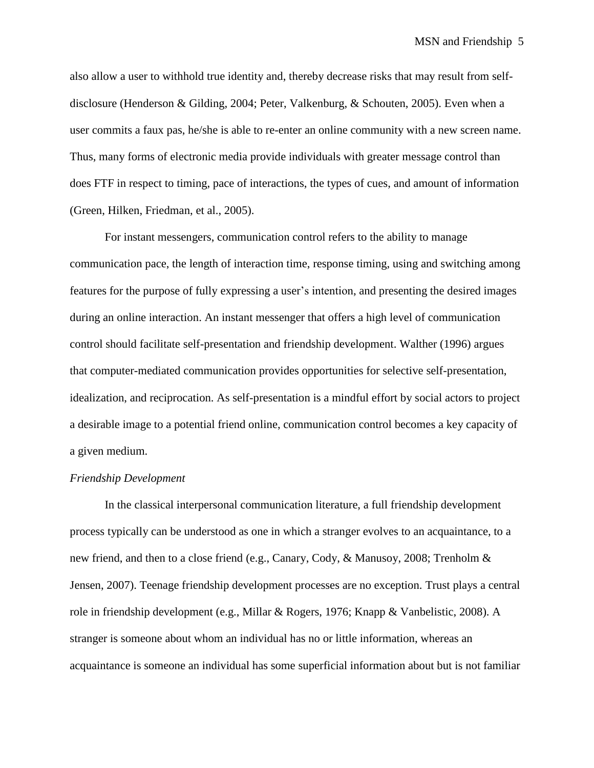also allow a user to withhold true identity and, thereby decrease risks that may result from self-disclosure (Henderson & Gilding, 2004; Peter, Valkenburg, & Schouten, 2005). Even when a user commits a faux pas, he/she is able to re-enter an online community with a new screen name. Thus, many forms of electronic media provide individuals with greater message control than does FTF in respect to timing, pace of interactions, the types of cues, and amount of information (Green, Hilken, Friedman, et al., 2005).

For instant messengers, communication control refers to the ability to manage communication pace, the length of interaction time, response timing, using and switching among features for the purpose of fully expressing a user's intention, and presenting the desired images during an online interaction. An instant messenger that offers a high level of communication control should facilitate self-presentation and friendship development. Walther (1996) argues that computer-mediated communication provides opportunities for selective self-presentation, idealization, and reciprocation. As self-presentation is a mindful effort by social actors to project a desirable image to a potential friend online, communication control becomes a key capacity of a given medium.

*Friendship Development*

In the classical interpersonal communication literature, a full friendship development process typically can be understood as one in which a stranger evolves to an acquaintance, to a new friend, and then to a close friend (e.g., Canary, Cody, & Manusoy, 2008; Trenholm & Jensen, 2007). Teenage friendship development processes are no exception. Trust plays a central role in friendship development (e.g., Millar & Rogers, 1976; Knapp & Vanbelistic, 2008). A stranger is someone about whom an individual has no or little information, whereas an acquaintance is someone an individual has some superficial information about but is not familiar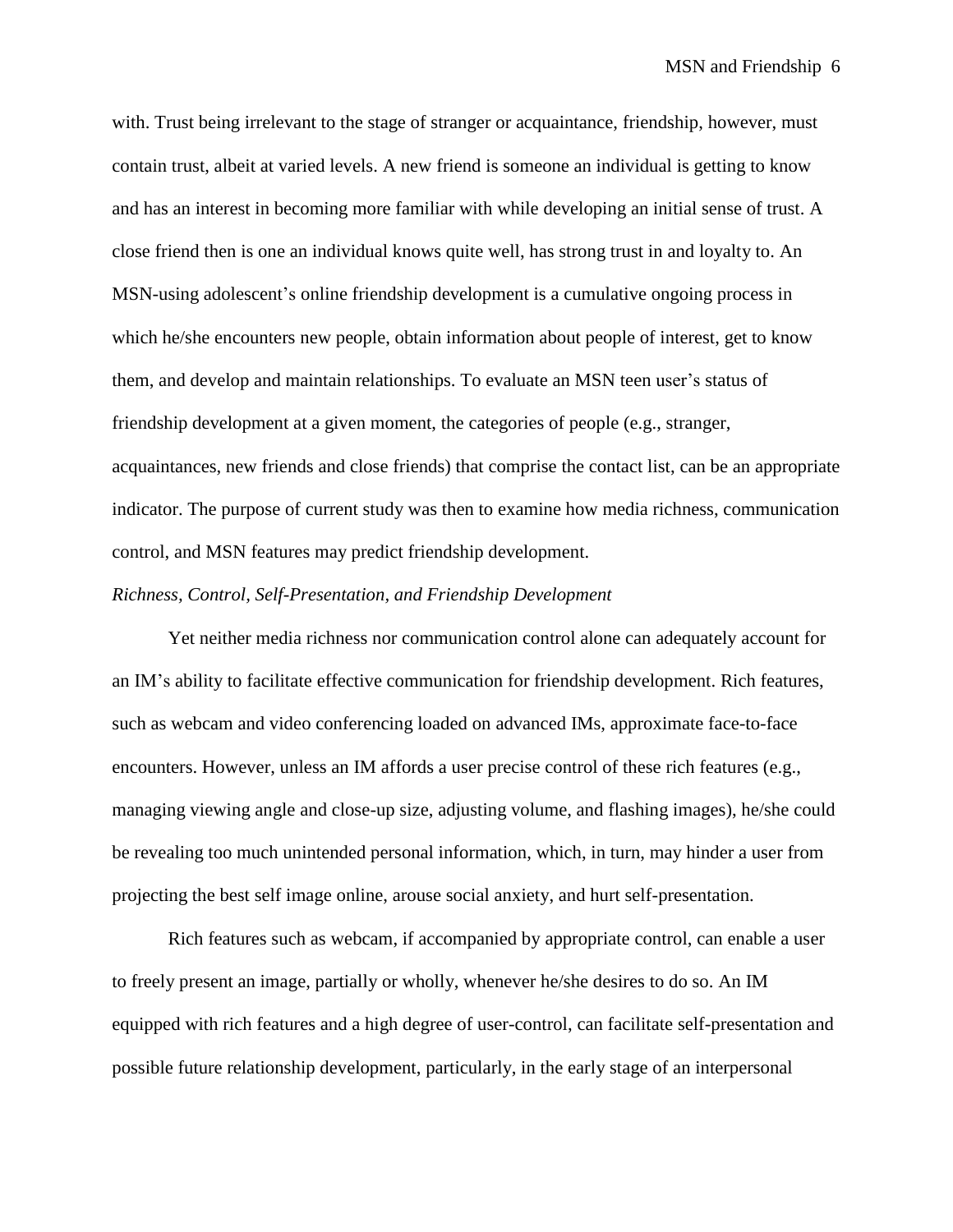with. Trust being irrelevant to the stage of stranger or acquaintance, friendship, however, must contain trust, albeit at varied levels. A new friend is someone an individual is getting to know and has an interest in becoming more familiar with while developing an initial sense of trust. A close friend then is one an individual knows quite well, has strong trust in and loyalty to. An MSN-using adolescent's online friendship development is a cumulative ongoing process in which he/she encounters new people, obtain information about people of interest, get to know them, and develop and maintain relationships. To evaluate an MSN teen user's status of friendship development at a given moment, the categories of people (e.g., stranger, acquaintances, new friends and close friends) that comprise the contact list, can be an appropriate indicator. The purpose of current study was then to examine how media richness, communication control, and MSN features may predict friendship development.

*Richness, Control, Self-Presentation, and Friendship Development*

Yet neither media richness nor communication control alone can adequately account for an IM's ability to facilitate effective communication for friendship development. Rich features, such as webcam and video conferencing loaded on advanced IMs, approximate face-to-face encounters. However, unless an IM affords a user precise control of these rich features (e.g., managing viewing angle and close-up size, adjusting volume, and flashing images), he/she could be revealing too much unintended personal information, which, in turn, may hinder a user from projecting the best self image online, arouse social anxiety, and hurt self-presentation.

Rich features such as webcam, if accompanied by appropriate control, can enable a user to freely present an image, partially or wholly, whenever he/she desires to do so. An IM equipped with rich features and a high degree of user-control, can facilitate self-presentation and possible future relationship development, particularly, in the early stage of an interpersonal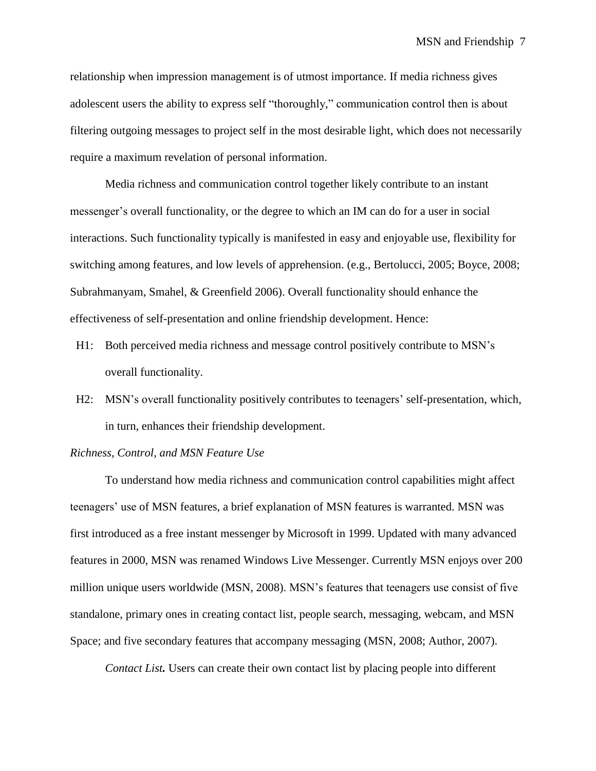relationship when impression management is of utmost importance. If media richness gives adolescent users the ability to express self "thoroughly," communication control then is about filtering outgoing messages to project self in the most desirable light, which does not necessarily require a maximum revelation of personal information.

Media richness and communication control together likely contribute to an instant messenger's overall functionality, or the degree to which an IM can do for a user in social interactions. Such functionality typically is manifested in easy and enjoyable use, flexibility for switching among features, and low levels of apprehension. (e.g., Bertolucci, 2005; Boyce, 2008; Subrahmanyam, Smahel, & Greenfield 2006). Overall functionality should enhance the effectiveness of self-presentation and online friendship development. Hence:

H1: Both perceived media richness and message control positively contribute to MSN's overall functionality.

H2: MSN's overall functionality positively contributes to teenagers' self-presentation, which, in turn, enhances their friendship development.

*Richness, Control, and MSN Feature Use*

To understand how media richness and communication control capabilities might affect teenagers' use of MSN features, a brief explanation of MSN features is warranted. MSN was first introduced as a free instant messenger by Microsoft in 1999. Updated with many advanced features in 2000, MSN was renamed Windows Live Messenger. Currently MSN enjoys over 200 million unique users worldwide (MSN, 2008). MSN's features that teenagers use consist of five standalone, primary ones in creating contact list, people search, messaging, webcam, and MSN Space; and five secondary features that accompany messaging (MSN, 2008; Author, 2007).

***Contact List.*** Users can create their own contact list by placing people into different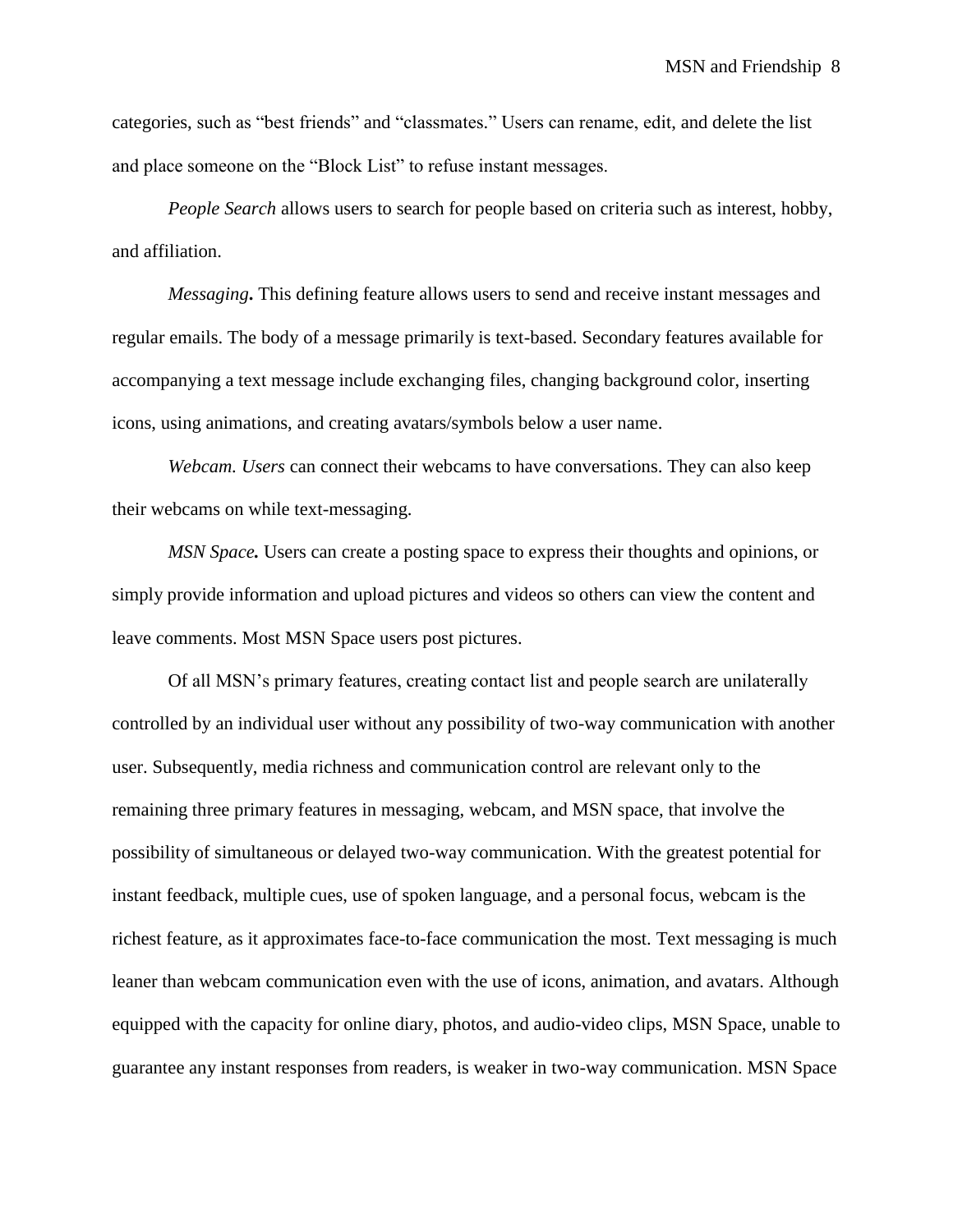categories, such as “best friends” and “classmates.” Users can rename, edit, and delete the list and place someone on the “Block List” to refuse instant messages.

*People Search* allows users to search for people based on criteria such as interest, hobby, and affiliation.

*Messaging***.** This defining feature allows users to send and receive instant messages and regular emails. The body of a message primarily is text-based. Secondary features available for accompanying a text message include exchanging files, changing background color, inserting icons, using animations, and creating avatars/symbols below a user name.

*Webcam. Users* can connect their webcams to have conversations. They can also keep their webcams on while text-messaging.

***MSN Space.*** Users can create a posting space to express their thoughts and opinions, or simply provide information and upload pictures and videos so others can view the content and leave comments. Most MSN Space users post pictures.

Of all MSN’s primary features, creating contact list and people search are unilaterally controlled by an individual user without any possibility of two-way communication with another user. Subsequently, media richness and communication control are relevant only to the remaining three primary features in messaging, webcam, and MSN space, that involve the possibility of simultaneous or delayed two-way communication. With the greatest potential for instant feedback, multiple cues, use of spoken language, and a personal focus, webcam is the richest feature, as it approximates face-to-face communication the most. Text messaging is much leaner than webcam communication even with the use of icons, animation, and avatars. Although equipped with the capacity for online diary, photos, and audio-video clips, MSN Space, unable to guarantee any instant responses from readers, is weaker in two-way communication. MSN Space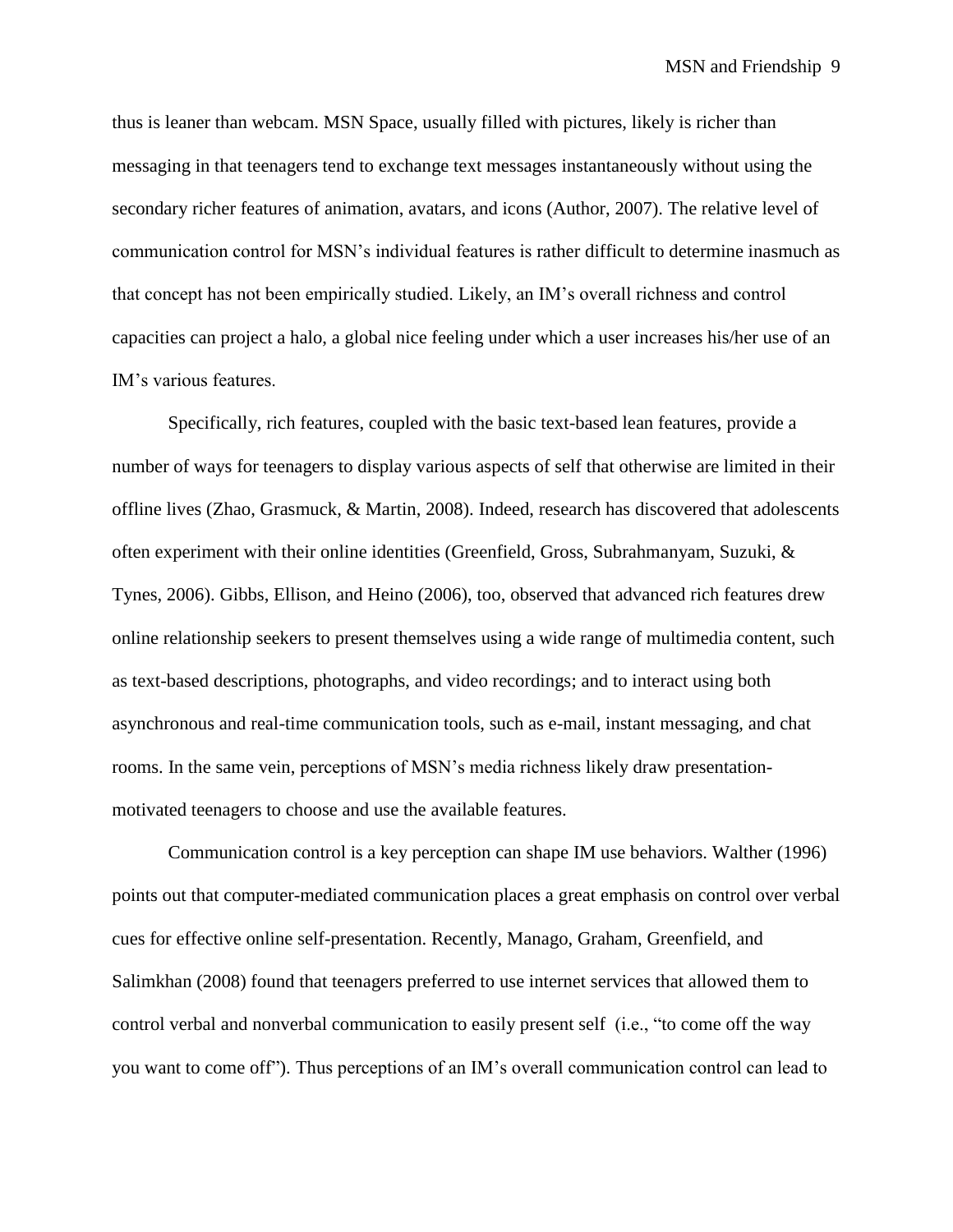thus is leaner than webcam. MSN Space, usually filled with pictures, likely is richer than messaging in that teenagers tend to exchange text messages instantaneously without using the secondary richer features of animation, avatars, and icons (Author, 2007). The relative level of communication control for MSN's individual features is rather difficult to determine inasmuch as that concept has not been empirically studied. Likely, an IM's overall richness and control capacities can project a halo, a global nice feeling under which a user increases his/her use of an IM's various features.

Specifically, rich features, coupled with the basic text-based lean features, provide a number of ways for teenagers to display various aspects of self that otherwise are limited in their offline lives (Zhao, Grasmuck, & Martin, 2008). Indeed, research has discovered that adolescents often experiment with their online identities (Greenfield, Gross, Subrahmanyam, Suzuki, & Tynes, 2006). Gibbs, Ellison, and Heino (2006), too, observed that advanced rich features drew online relationship seekers to present themselves using a wide range of multimedia content, such as text-based descriptions, photographs, and video recordings; and to interact using both asynchronous and real-time communication tools, such as e-mail, instant messaging, and chat rooms. In the same vein, perceptions of MSN's media richness likely draw presentation-motivated teenagers to choose and use the available features.

Communication control is a key perception can shape IM use behaviors. Walther (1996) points out that computer-mediated communication places a great emphasis on control over verbal cues for effective online self-presentation. Recently, Manago, Graham, Greenfield, and Salimkhan (2008) found that teenagers preferred to use internet services that allowed them to control verbal and nonverbal communication to easily present self (i.e., "to come off the way you want to come off"). Thus perceptions of an IM's overall communication control can lead to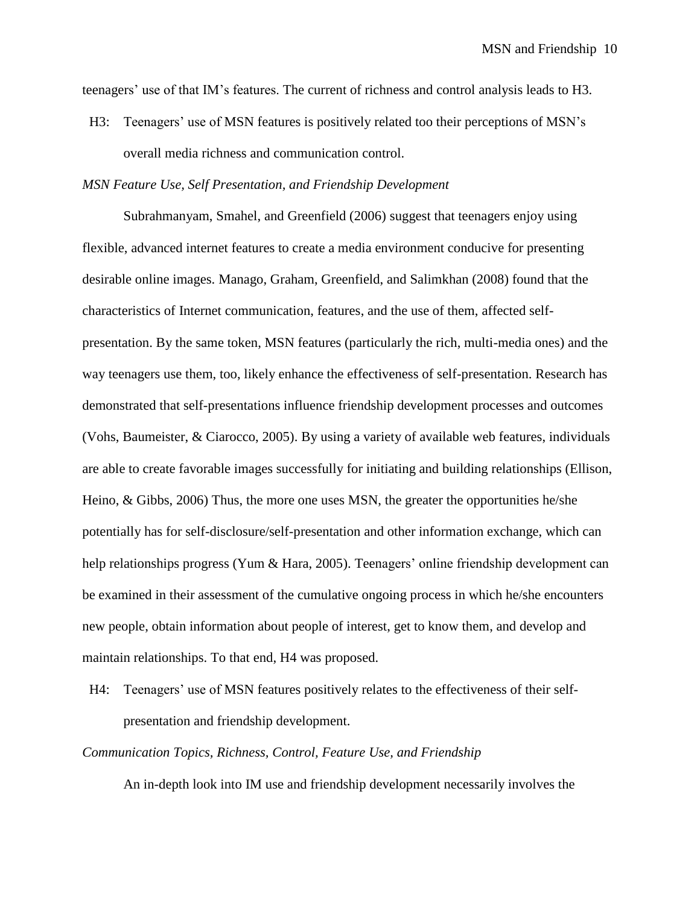teenagers' use of that IM's features. The current of richness and control analysis leads to H3.

H3: Teenagers' use of MSN features is positively related too their perceptions of MSN's overall media richness and communication control.

*MSN Feature Use, Self Presentation, and Friendship Development*

Subrahmanyam, Smahel, and Greenfield (2006) suggest that teenagers enjoy using flexible, advanced internet features to create a media environment conducive for presenting desirable online images. Manago, Graham, Greenfield, and Salimkhan (2008) found that the characteristics of Internet communication, features, and the use of them, affected self-presentation. By the same token, MSN features (particularly the rich, multi-media ones) and the way teenagers use them, too, likely enhance the effectiveness of self-presentation. Research has demonstrated that self-presentations influence friendship development processes and outcomes (Vohs, Baumeister, & Ciarocco, 2005). By using a variety of available web features, individuals are able to create favorable images successfully for initiating and building relationships (Ellison, Heino, & Gibbs, 2006) Thus, the more one uses MSN, the greater the opportunities he/she potentially has for self-disclosure/self-presentation and other information exchange, which can help relationships progress (Yum & Hara, 2005). Teenagers' online friendship development can be examined in their assessment of the cumulative ongoing process in which he/she encounters new people, obtain information about people of interest, get to know them, and develop and maintain relationships. To that end, H4 was proposed.

H4: Teenagers' use of MSN features positively relates to the effectiveness of their self-presentation and friendship development.

*Communication Topics, Richness, Control, Feature Use, and Friendship*

An in-depth look into IM use and friendship development necessarily involves the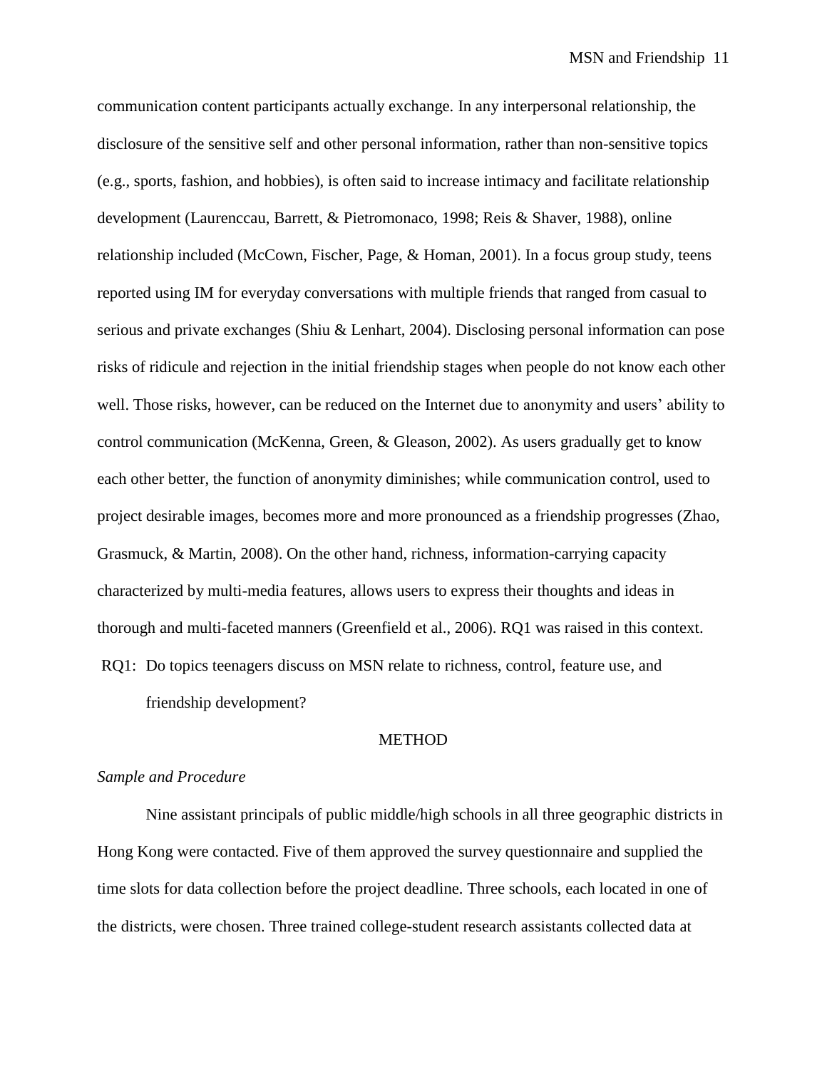communication content participants actually exchange. In any interpersonal relationship, the disclosure of the sensitive self and other personal information, rather than non-sensitive topics (e.g., sports, fashion, and hobbies), is often said to increase intimacy and facilitate relationship development (Laurenccau, Barrett, & Pietromonaco, 1998; Reis & Shaver, 1988), online relationship included (McCown, Fischer, Page, & Homan, 2001). In a focus group study, teens reported using IM for everyday conversations with multiple friends that ranged from casual to serious and private exchanges (Shiu & Lenhart, 2004). Disclosing personal information can pose risks of ridicule and rejection in the initial friendship stages when people do not know each other well. Those risks, however, can be reduced on the Internet due to anonymity and users' ability to control communication (McKenna, Green, & Gleason, 2002). As users gradually get to know each other better, the function of anonymity diminishes; while communication control, used to project desirable images, becomes more and more pronounced as a friendship progresses (Zhao, Grasmuck, & Martin, 2008). On the other hand, richness, information-carrying capacity characterized by multi-media features, allows users to express their thoughts and ideas in thorough and multi-faceted manners (Greenfield et al., 2006). RQ1 was raised in this context.

RQ1: Do topics teenagers discuss on MSN relate to richness, control, feature use, and friendship development?

## METHOD

### *Sample and Procedure*

Nine assistant principals of public middle/high schools in all three geographic districts in Hong Kong were contacted. Five of them approved the survey questionnaire and supplied the time slots for data collection before the project deadline. Three schools, each located in one of the districts, were chosen. Three trained college-student research assistants collected data at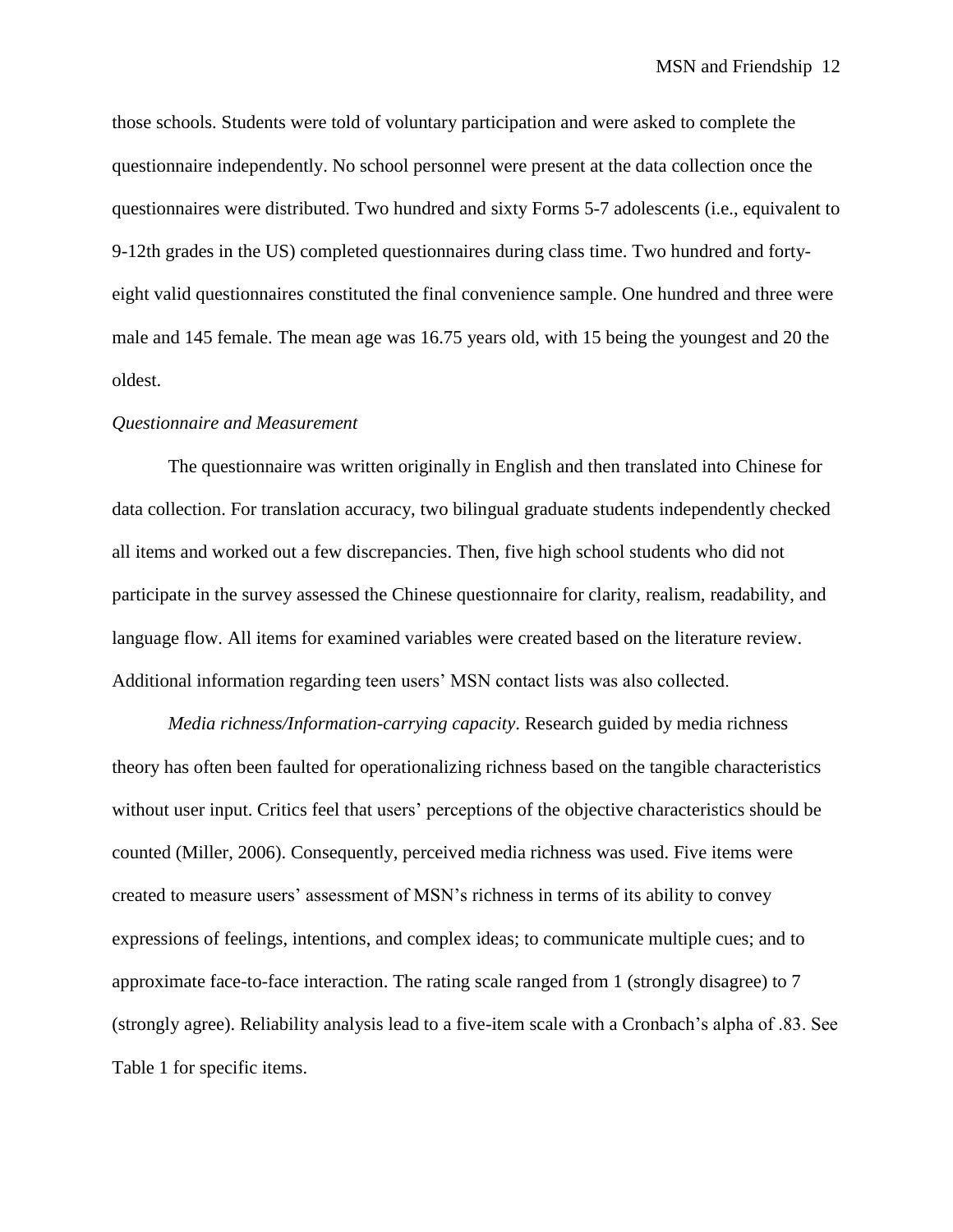those schools. Students were told of voluntary participation and were asked to complete the questionnaire independently. No school personnel were present at the data collection once the questionnaires were distributed. Two hundred and sixty Forms 5-7 adolescents (i.e., equivalent to 9-12th grades in the US) completed questionnaires during class time. Two hundred and forty-eight valid questionnaires constituted the final convenience sample. One hundred and three were male and 145 female. The mean age was 16.75 years old, with 15 being the youngest and 20 the oldest.

*Questionnaire and Measurement*

The questionnaire was written originally in English and then translated into Chinese for data collection. For translation accuracy, two bilingual graduate students independently checked all items and worked out a few discrepancies. Then, five high school students who did not participate in the survey assessed the Chinese questionnaire for clarity, realism, readability, and language flow. All items for examined variables were created based on the literature review. Additional information regarding teen users' MSN contact lists was also collected.

*Media richness/Information-carrying capacity*. Research guided by media richness theory has often been faulted for operationalizing richness based on the tangible characteristics without user input. Critics feel that users' perceptions of the objective characteristics should be counted (Miller, 2006). Consequently, perceived media richness was used. Five items were created to measure users' assessment of MSN's richness in terms of its ability to convey expressions of feelings, intentions, and complex ideas; to communicate multiple cues; and to approximate face-to-face interaction. The rating scale ranged from 1 (strongly disagree) to 7 (strongly agree). Reliability analysis lead to a five-item scale with a Cronbach's alpha of .83. See Table 1 for specific items.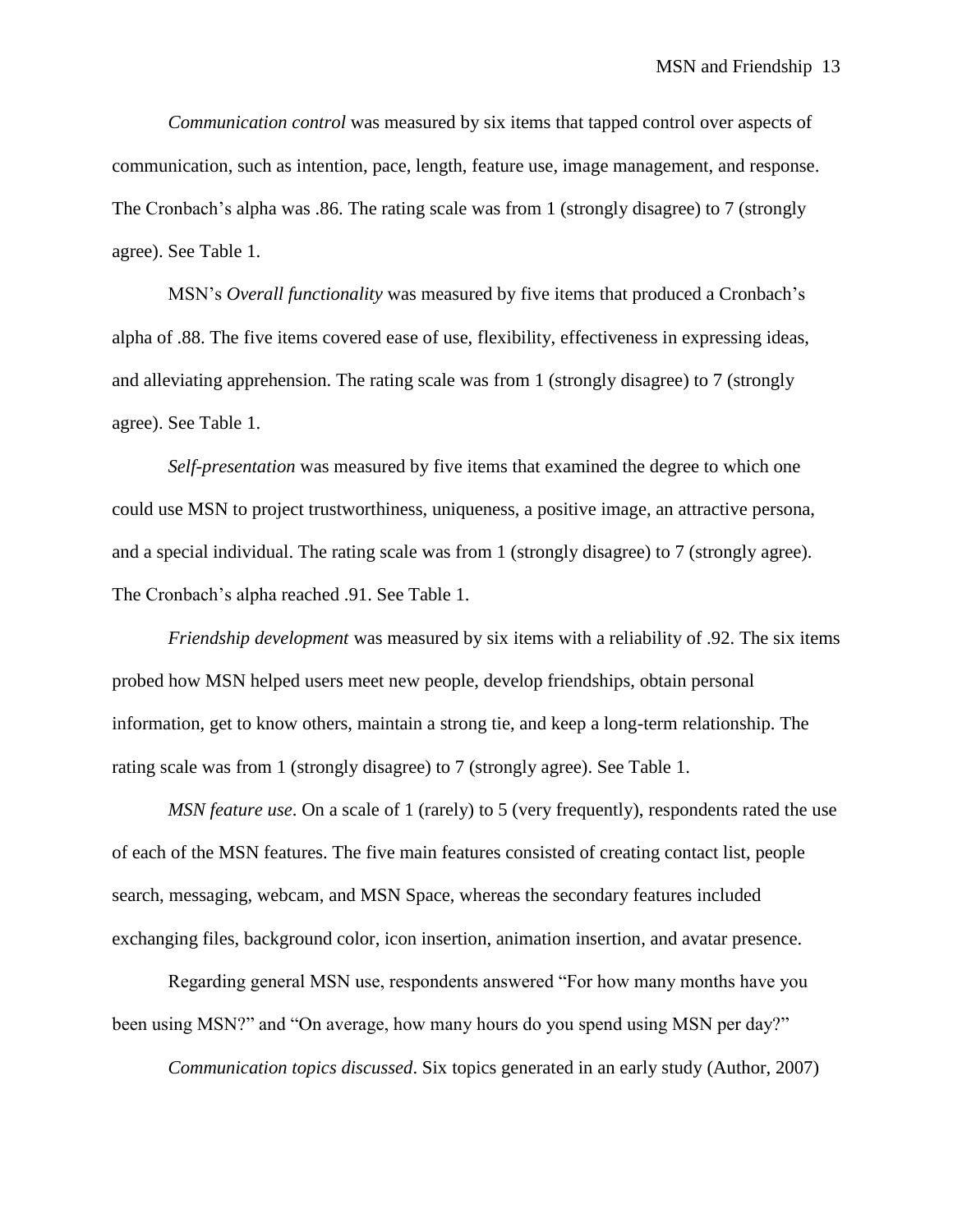*Communication control* was measured by six items that tapped control over aspects of communication, such as intention, pace, length, feature use, image management, and response. The Cronbach's alpha was .86. The rating scale was from 1 (strongly disagree) to 7 (strongly agree). See Table 1.

MSN's *Overall functionality* was measured by five items that produced a Cronbach's alpha of .88. The five items covered ease of use, flexibility, effectiveness in expressing ideas, and alleviating apprehension. The rating scale was from 1 (strongly disagree) to 7 (strongly agree). See Table 1.

*Self-presentation* was measured by five items that examined the degree to which one could use MSN to project trustworthiness, uniqueness, a positive image, an attractive persona, and a special individual. The rating scale was from 1 (strongly disagree) to 7 (strongly agree). The Cronbach's alpha reached .91. See Table 1.

*Friendship development* was measured by six items with a reliability of .92. The six items probed how MSN helped users meet new people, develop friendships, obtain personal information, get to know others, maintain a strong tie, and keep a long-term relationship. The rating scale was from 1 (strongly disagree) to 7 (strongly agree). See Table 1.

*MSN feature use*. On a scale of 1 (rarely) to 5 (very frequently), respondents rated the use of each of the MSN features. The five main features consisted of creating contact list, people search, messaging, webcam, and MSN Space, whereas the secondary features included exchanging files, background color, icon insertion, animation insertion, and avatar presence.

Regarding general MSN use, respondents answered "For how many months have you been using MSN?" and "On average, how many hours do you spend using MSN per day?"

*Communication topics discussed*. Six topics generated in an early study (Author, 2007)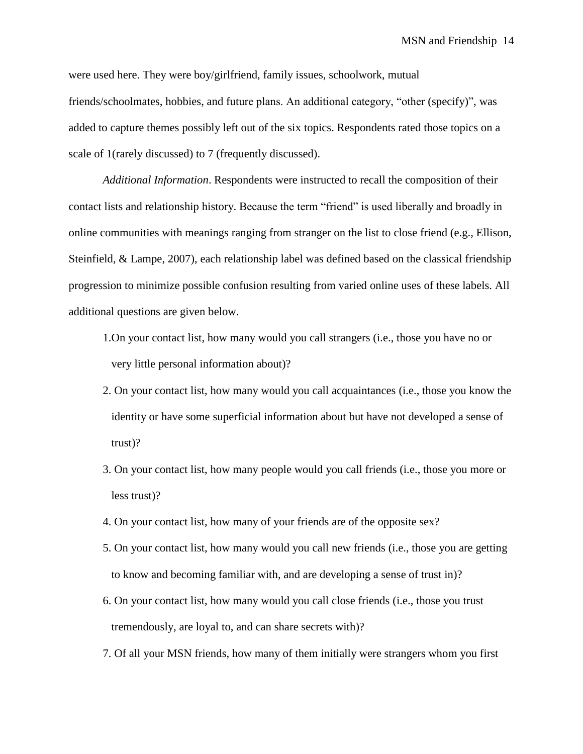were used here. They were boy/girlfriend, family issues, schoolwork, mutual friends/schoolmates, hobbies, and future plans. An additional category, "other (specify)", was added to capture themes possibly left out of the six topics. Respondents rated those topics on a scale of 1(rarely discussed) to 7 (frequently discussed).

*Additional Information*. Respondents were instructed to recall the composition of their contact lists and relationship history. Because the term "friend" is used liberally and broadly in online communities with meanings ranging from stranger on the list to close friend (e.g., Ellison, Steinfield, & Lampe, 2007), each relationship label was defined based on the classical friendship progression to minimize possible confusion resulting from varied online uses of these labels. All additional questions are given below.

1. On your contact list, how many would you call strangers (i.e., those you have no or very little personal information about)?
2. On your contact list, how many would you call acquaintances (i.e., those you know the identity or have some superficial information about but have not developed a sense of trust)?
3. On your contact list, how many people would you call friends (i.e., those you more or less trust)?
4. On your contact list, how many of your friends are of the opposite sex?
5. On your contact list, how many would you call new friends (i.e., those you are getting to know and becoming familiar with, and are developing a sense of trust in)?
6. On your contact list, how many would you call close friends (i.e., those you trust tremendously, are loyal to, and can share secrets with)?
7. Of all your MSN friends, how many of them initially were strangers whom you first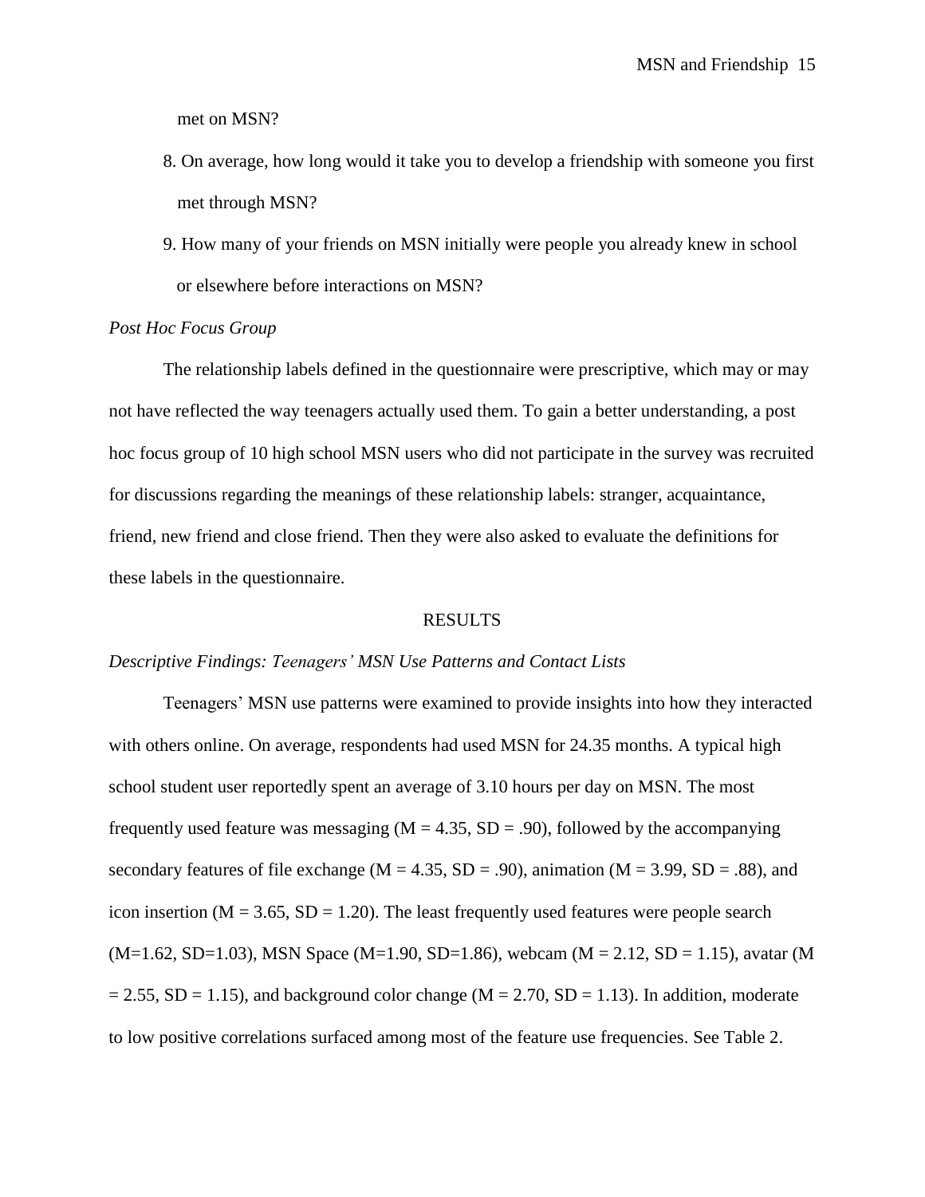met on MSN?

8. On average, how long would it take you to develop a friendship with someone you first met through MSN?
9. How many of your friends on MSN initially were people you already knew in school or elsewhere before interactions on MSN?

*Post Hoc Focus Group*

The relationship labels defined in the questionnaire were prescriptive, which may or may not have reflected the way teenagers actually used them. To gain a better understanding, a post hoc focus group of 10 high school MSN users who did not participate in the survey was recruited for discussions regarding the meanings of these relationship labels: stranger, acquaintance, friend, new friend and close friend. Then they were also asked to evaluate the definitions for these labels in the questionnaire.

## RESULTS

*Descriptive Findings: Teenagers' MSN Use Patterns and Contact Lists*

Teenagers' MSN use patterns were examined to provide insights into how they interacted with others online. On average, respondents had used MSN for 24.35 months. A typical high school student user reportedly spent an average of 3.10 hours per day on MSN. The most frequently used feature was messaging ($M = 4.35$, $SD = .90$), followed by the accompanying secondary features of file exchange ($M = 4.35$, $SD = .90$), animation ($M = 3.99$, $SD = .88$), and icon insertion ($M = 3.65$, $SD = 1.20$). The least frequently used features were people search ($M=1.62$, $SD=1.03$), MSN Space ($M=1.90$, $SD=1.86$), webcam ($M = 2.12$, $SD = 1.15$), avatar ($M = 2.55$, $SD = 1.15$), and background color change ($M = 2.70$, $SD = 1.13$). In addition, moderate to low positive correlations surfaced among most of the feature use frequencies. See Table 2.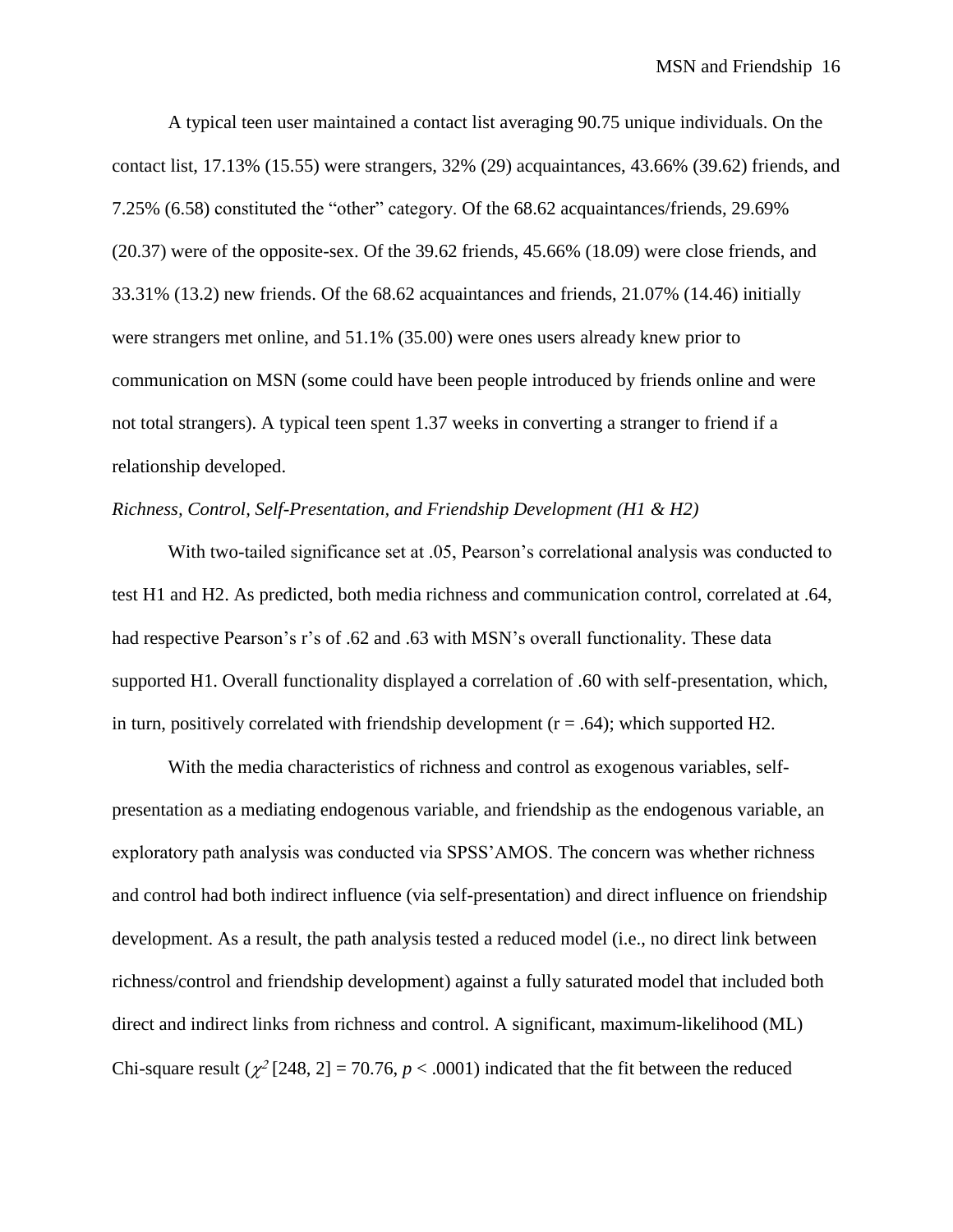A typical teen user maintained a contact list averaging 90.75 unique individuals. On the contact list, 17.13% (15.55) were strangers, 32% (29) acquaintances, 43.66% (39.62) friends, and 7.25% (6.58) constituted the "other" category. Of the 68.62 acquaintances/friends, 29.69% (20.37) were of the opposite-sex. Of the 39.62 friends, 45.66% (18.09) were close friends, and 33.31% (13.2) new friends. Of the 68.62 acquaintances and friends, 21.07% (14.46) initially were strangers met online, and 51.1% (35.00) were ones users already knew prior to communication on MSN (some could have been people introduced by friends online and were not total strangers). A typical teen spent 1.37 weeks in converting a stranger to friend if a relationship developed.

*Richness, Control, Self-Presentation, and Friendship Development (H1 & H2)*

With two-tailed significance set at .05, Pearson's correlational analysis was conducted to test H1 and H2. As predicted, both media richness and communication control, correlated at .64, had respective Pearson's r's of .62 and .63 with MSN's overall functionality. These data supported H1. Overall functionality displayed a correlation of .60 with self-presentation, which, in turn, positively correlated with friendship development (r = .64); which supported H2.

With the media characteristics of richness and control as exogenous variables, self-presentation as a mediating endogenous variable, and friendship as the endogenous variable, an exploratory path analysis was conducted via SPSS'AMOS. The concern was whether richness and control had both indirect influence (via self-presentation) and direct influence on friendship development. As a result, the path analysis tested a reduced model (i.e., no direct link between richness/control and friendship development) against a fully saturated model that included both direct and indirect links from richness and control. A significant, maximum-likelihood (ML) Chi-square result ($\chi^2$ [248, 2] = 70.76, $p < .0001$) indicated that the fit between the reduced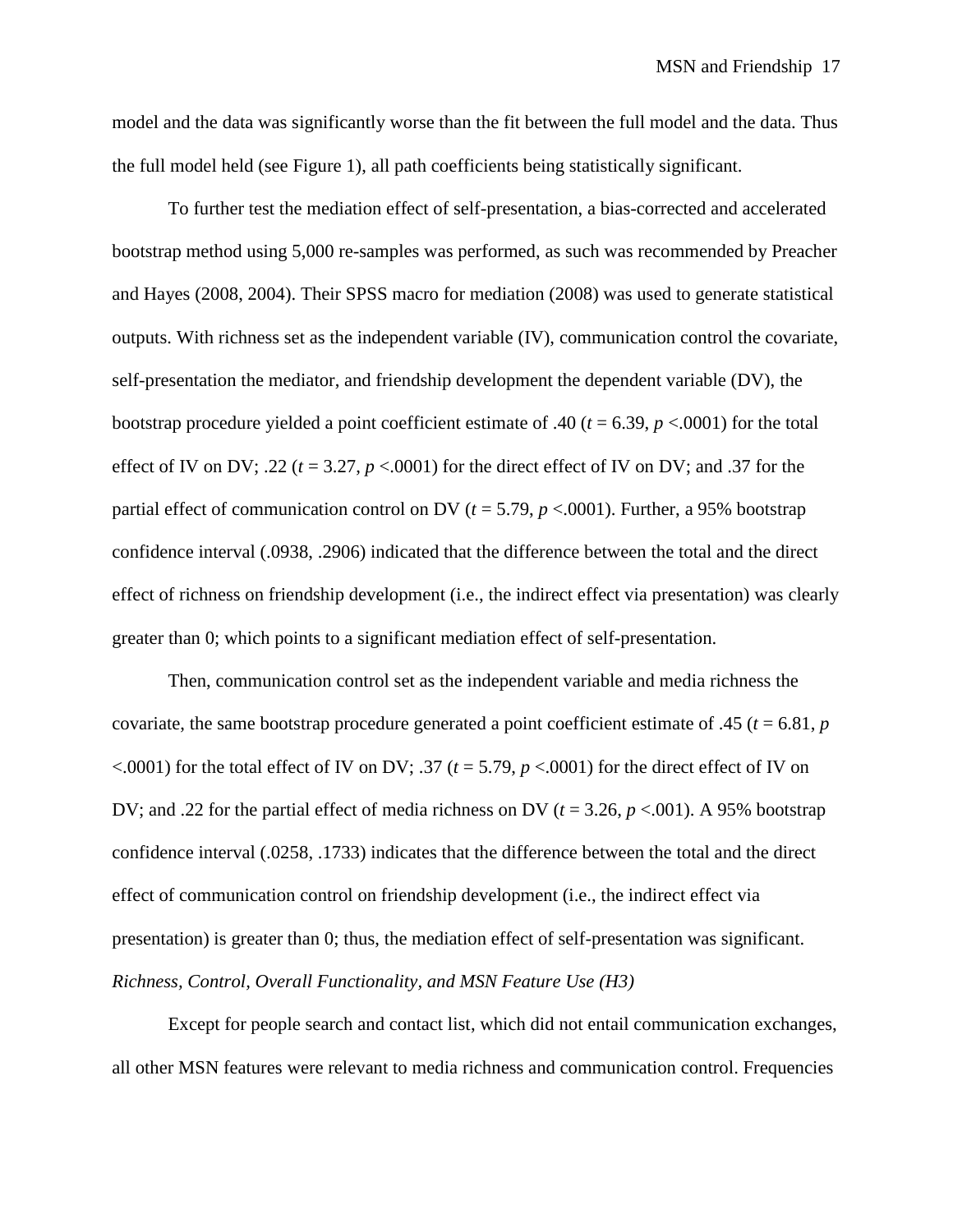model and the data was significantly worse than the fit between the full model and the data. Thus the full model held (see Figure 1), all path coefficients being statistically significant.

To further test the mediation effect of self-presentation, a bias-corrected and accelerated bootstrap method using 5,000 re-samples was performed, as such was recommended by Preacher and Hayes (2008, 2004). Their SPSS macro for mediation (2008) was used to generate statistical outputs. With richness set as the independent variable (IV), communication control the covariate, self-presentation the mediator, and friendship development the dependent variable (DV), the bootstrap procedure yielded a point coefficient estimate of .40 ($t = 6.39$, $p < .0001$) for the total effect of IV on DV; .22 ($t = 3.27$, $p < .0001$) for the direct effect of IV on DV; and .37 for the partial effect of communication control on DV ($t = 5.79$, $p < .0001$). Further, a 95% bootstrap confidence interval (.0938, .2906) indicated that the difference between the total and the direct effect of richness on friendship development (i.e., the indirect effect via presentation) was clearly greater than 0; which points to a significant mediation effect of self-presentation.

Then, communication control set as the independent variable and media richness the covariate, the same bootstrap procedure generated a point coefficient estimate of .45 ($t = 6.81$, $p < .0001$) for the total effect of IV on DV; .37 ($t = 5.79$, $p < .0001$) for the direct effect of IV on DV; and .22 for the partial effect of media richness on DV ($t = 3.26$, $p < .001$). A 95% bootstrap confidence interval (.0258, .1733) indicates that the difference between the total and the direct effect of communication control on friendship development (i.e., the indirect effect via presentation) is greater than 0; thus, the mediation effect of self-presentation was significant.

*Richness, Control, Overall Functionality, and MSN Feature Use (H3)*

Except for people search and contact list, which did not entail communication exchanges, all other MSN features were relevant to media richness and communication control. Frequencies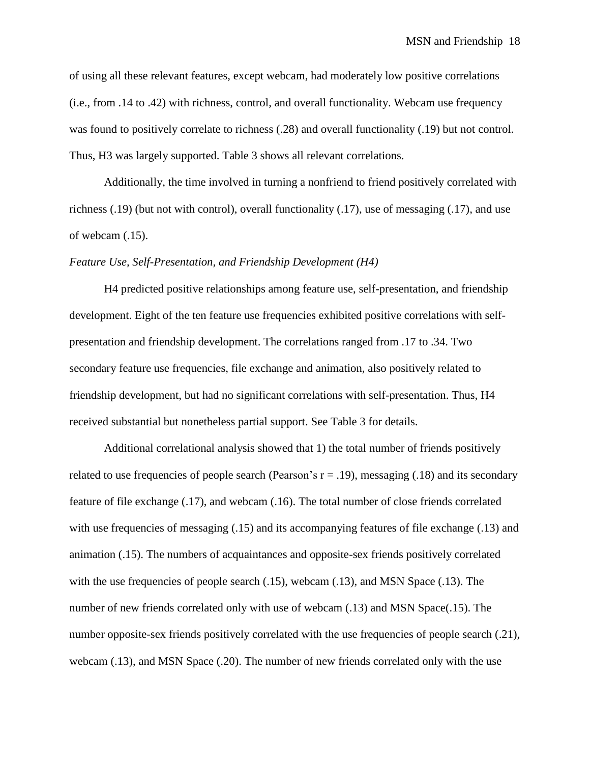of using all these relevant features, except webcam, had moderately low positive correlations (i.e., from .14 to .42) with richness, control, and overall functionality. Webcam use frequency was found to positively correlate to richness (.28) and overall functionality (.19) but not control. Thus, H3 was largely supported. Table 3 shows all relevant correlations.

Additionally, the time involved in turning a nonfriend to friend positively correlated with richness (.19) (but not with control), overall functionality (.17), use of messaging (.17), and use of webcam (.15).

*Feature Use, Self-Presentation, and Friendship Development (H4)*

H4 predicted positive relationships among feature use, self-presentation, and friendship development. Eight of the ten feature use frequencies exhibited positive correlations with self-presentation and friendship development. The correlations ranged from .17 to .34. Two secondary feature use frequencies, file exchange and animation, also positively related to friendship development, but had no significant correlations with self-presentation. Thus, H4 received substantial but nonetheless partial support. See Table 3 for details.

Additional correlational analysis showed that 1) the total number of friends positively related to use frequencies of people search (Pearson's $r = .19$), messaging (.18) and its secondary feature of file exchange (.17), and webcam (.16). The total number of close friends correlated with use frequencies of messaging (.15) and its accompanying features of file exchange (.13) and animation (.15). The numbers of acquaintances and opposite-sex friends positively correlated with the use frequencies of people search (.15), webcam (.13), and MSN Space (.13). The number of new friends correlated only with use of webcam (.13) and MSN Space(.15). The number opposite-sex friends positively correlated with the use frequencies of people search (.21), webcam (.13), and MSN Space (.20). The number of new friends correlated only with the use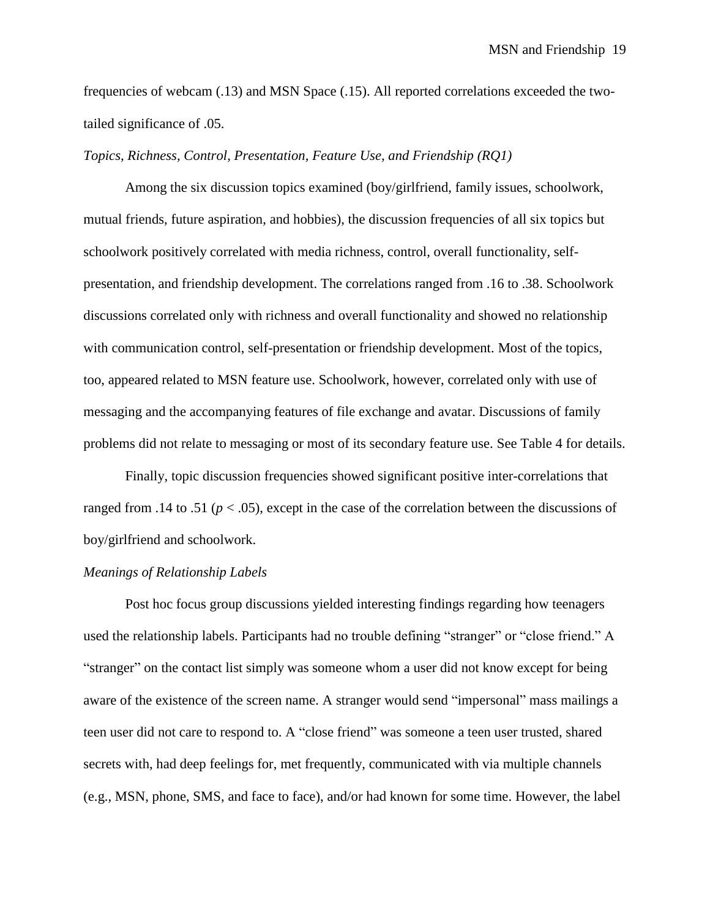frequencies of webcam (.13) and MSN Space (.15). All reported correlations exceeded the two-tailed significance of .05.

*Topics, Richness, Control, Presentation, Feature Use, and Friendship (RQ1)*

Among the six discussion topics examined (boy/girlfriend, family issues, schoolwork, mutual friends, future aspiration, and hobbies), the discussion frequencies of all six topics but schoolwork positively correlated with media richness, control, overall functionality, self-presentation, and friendship development. The correlations ranged from .16 to .38. Schoolwork discussions correlated only with richness and overall functionality and showed no relationship with communication control, self-presentation or friendship development. Most of the topics, too, appeared related to MSN feature use. Schoolwork, however, correlated only with use of messaging and the accompanying features of file exchange and avatar. Discussions of family problems did not relate to messaging or most of its secondary feature use. See Table 4 for details.

Finally, topic discussion frequencies showed significant positive inter-correlations that ranged from .14 to .51 ($p < .05$), except in the case of the correlation between the discussions of boy/girlfriend and schoolwork.

*Meanings of Relationship Labels*

Post hoc focus group discussions yielded interesting findings regarding how teenagers used the relationship labels. Participants had no trouble defining "stranger" or "close friend." A "stranger" on the contact list simply was someone whom a user did not know except for being aware of the existence of the screen name. A stranger would send "impersonal" mass mailings a teen user did not care to respond to. A "close friend" was someone a teen user trusted, shared secrets with, had deep feelings for, met frequently, communicated with via multiple channels (e.g., MSN, phone, SMS, and face to face), and/or had known for some time. However, the label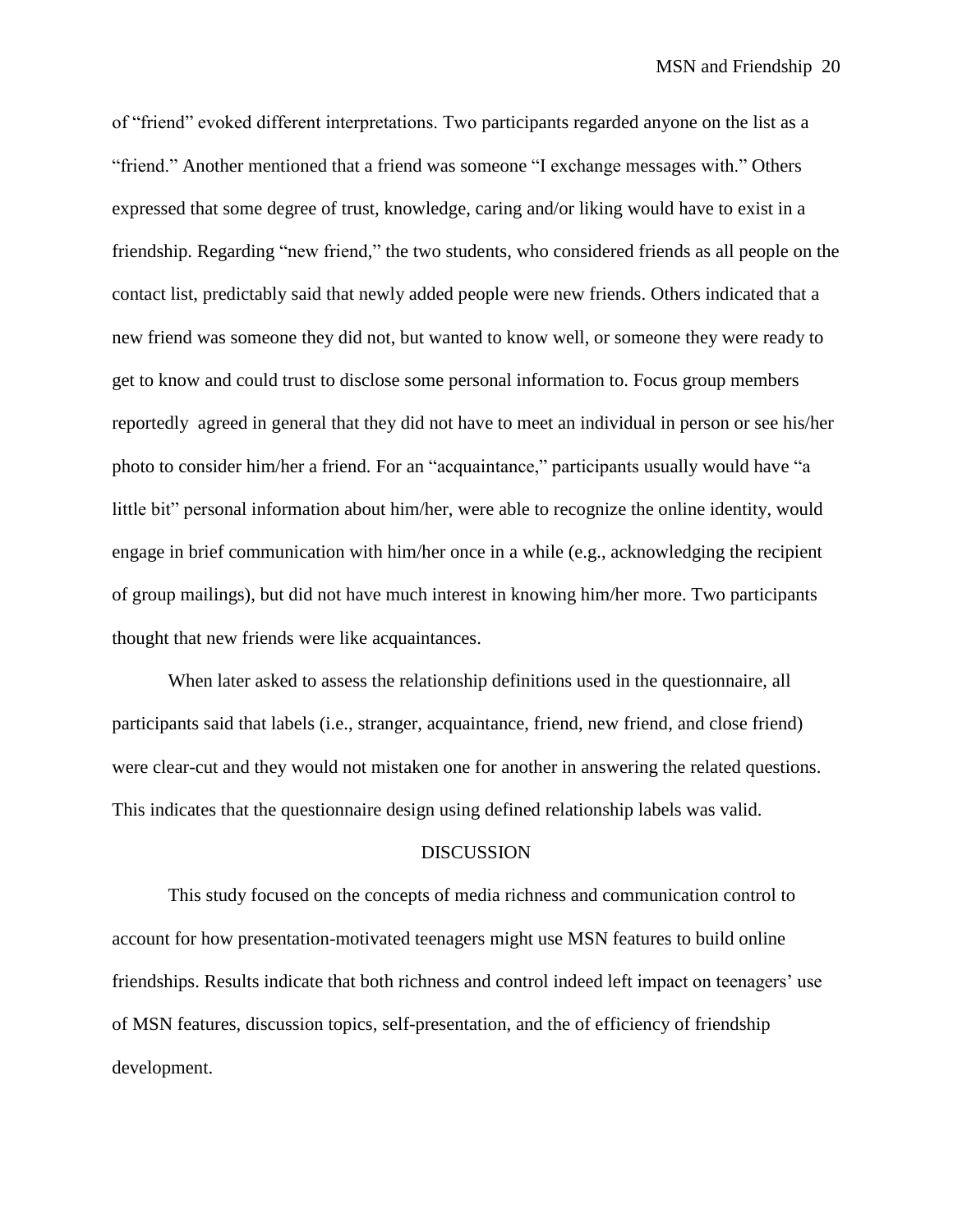of "friend" evoked different interpretations. Two participants regarded anyone on the list as a "friend." Another mentioned that a friend was someone "I exchange messages with." Others expressed that some degree of trust, knowledge, caring and/or liking would have to exist in a friendship. Regarding "new friend," the two students, who considered friends as all people on the contact list, predictably said that newly added people were new friends. Others indicated that a new friend was someone they did not, but wanted to know well, or someone they were ready to get to know and could trust to disclose some personal information to. Focus group members reportedly agreed in general that they did not have to meet an individual in person or see his/her photo to consider him/her a friend. For an "acquaintance," participants usually would have "a little bit" personal information about him/her, were able to recognize the online identity, would engage in brief communication with him/her once in a while (e.g., acknowledging the recipient of group mailings), but did not have much interest in knowing him/her more. Two participants thought that new friends were like acquaintances.

When later asked to assess the relationship definitions used in the questionnaire, all participants said that labels (i.e., stranger, acquaintance, friend, new friend, and close friend) were clear-cut and they would not mistaken one for another in answering the related questions. This indicates that the questionnaire design using defined relationship labels was valid.

## DISCUSSION

This study focused on the concepts of media richness and communication control to account for how presentation-motivated teenagers might use MSN features to build online friendships. Results indicate that both richness and control indeed left impact on teenagers' use of MSN features, discussion topics, self-presentation, and the of efficiency of friendship development.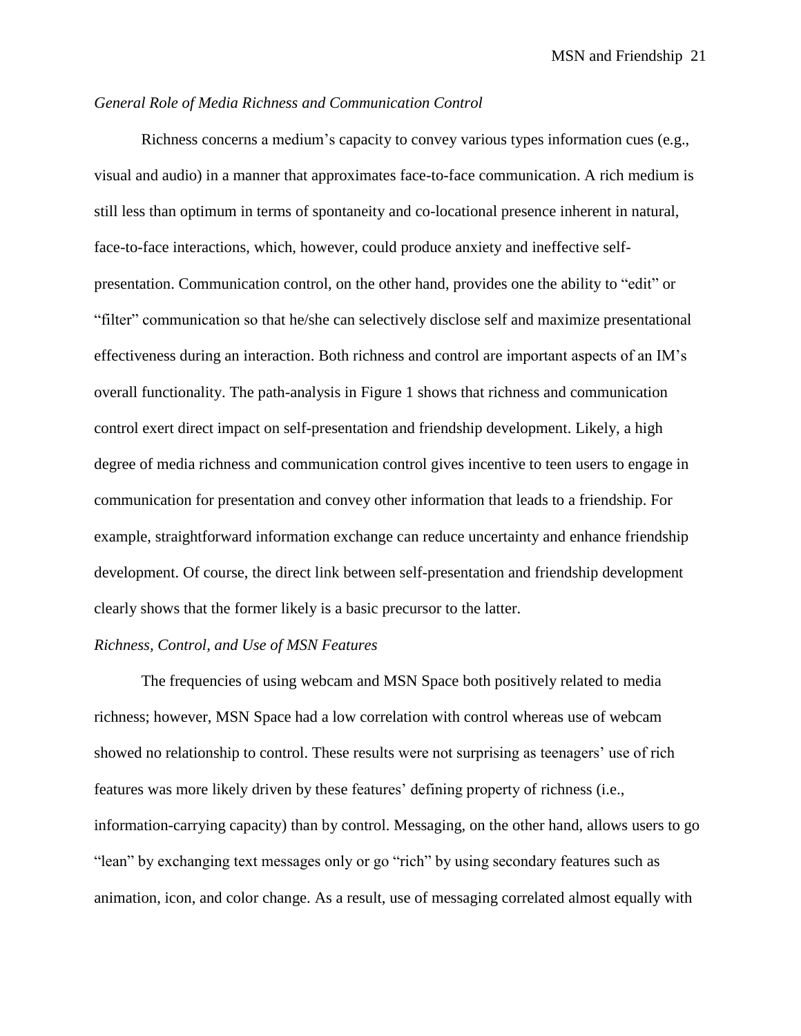*General Role of Media Richness and Communication Control*

Richness concerns a medium's capacity to convey various types information cues (e.g., visual and audio) in a manner that approximates face-to-face communication. A rich medium is still less than optimum in terms of spontaneity and co-locational presence inherent in natural, face-to-face interactions, which, however, could produce anxiety and ineffective self-presentation. Communication control, on the other hand, provides one the ability to "edit" or "filter" communication so that he/she can selectively disclose self and maximize presentational effectiveness during an interaction. Both richness and control are important aspects of an IM's overall functionality. The path-analysis in Figure 1 shows that richness and communication control exert direct impact on self-presentation and friendship development. Likely, a high degree of media richness and communication control gives incentive to teen users to engage in communication for presentation and convey other information that leads to a friendship. For example, straightforward information exchange can reduce uncertainty and enhance friendship development. Of course, the direct link between self-presentation and friendship development clearly shows that the former likely is a basic precursor to the latter.

*Richness, Control, and Use of MSN Features*

The frequencies of using webcam and MSN Space both positively related to media richness; however, MSN Space had a low correlation with control whereas use of webcam showed no relationship to control. These results were not surprising as teenagers' use of rich features was more likely driven by these features' defining property of richness (i.e., information-carrying capacity) than by control. Messaging, on the other hand, allows users to go "lean" by exchanging text messages only or go "rich" by using secondary features such as animation, icon, and color change. As a result, use of messaging correlated almost equally with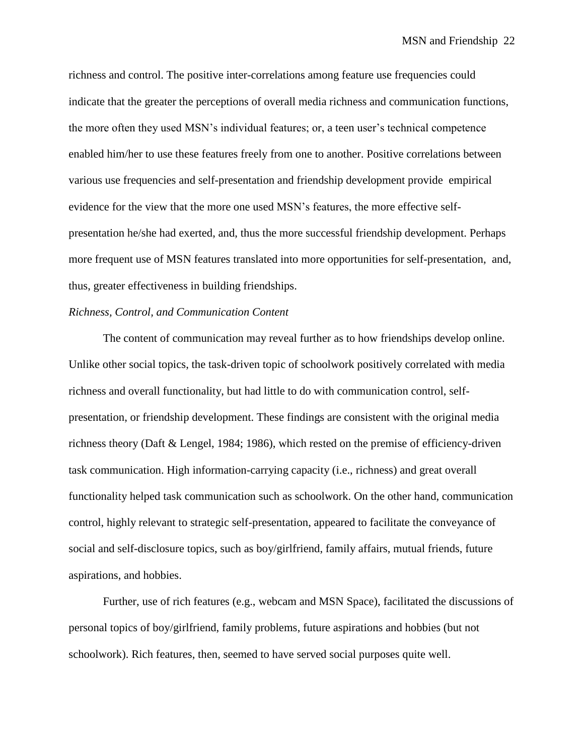richness and control. The positive inter-correlations among feature use frequencies could indicate that the greater the perceptions of overall media richness and communication functions, the more often they used MSN's individual features; or, a teen user's technical competence enabled him/her to use these features freely from one to another. Positive correlations between various use frequencies and self-presentation and friendship development provide empirical evidence for the view that the more one used MSN's features, the more effective self-presentation he/she had exerted, and, thus the more successful friendship development. Perhaps more frequent use of MSN features translated into more opportunities for self-presentation, and, thus, greater effectiveness in building friendships.

*Richness, Control, and Communication Content*

The content of communication may reveal further as to how friendships develop online. Unlike other social topics, the task-driven topic of schoolwork positively correlated with media richness and overall functionality, but had little to do with communication control, self-presentation, or friendship development. These findings are consistent with the original media richness theory (Daft & Lengel, 1984; 1986), which rested on the premise of efficiency-driven task communication. High information-carrying capacity (i.e., richness) and great overall functionality helped task communication such as schoolwork. On the other hand, communication control, highly relevant to strategic self-presentation, appeared to facilitate the conveyance of social and self-disclosure topics, such as boy/girlfriend, family affairs, mutual friends, future aspirations, and hobbies.

Further, use of rich features (e.g., webcam and MSN Space), facilitated the discussions of personal topics of boy/girlfriend, family problems, future aspirations and hobbies (but not schoolwork). Rich features, then, seemed to have served social purposes quite well.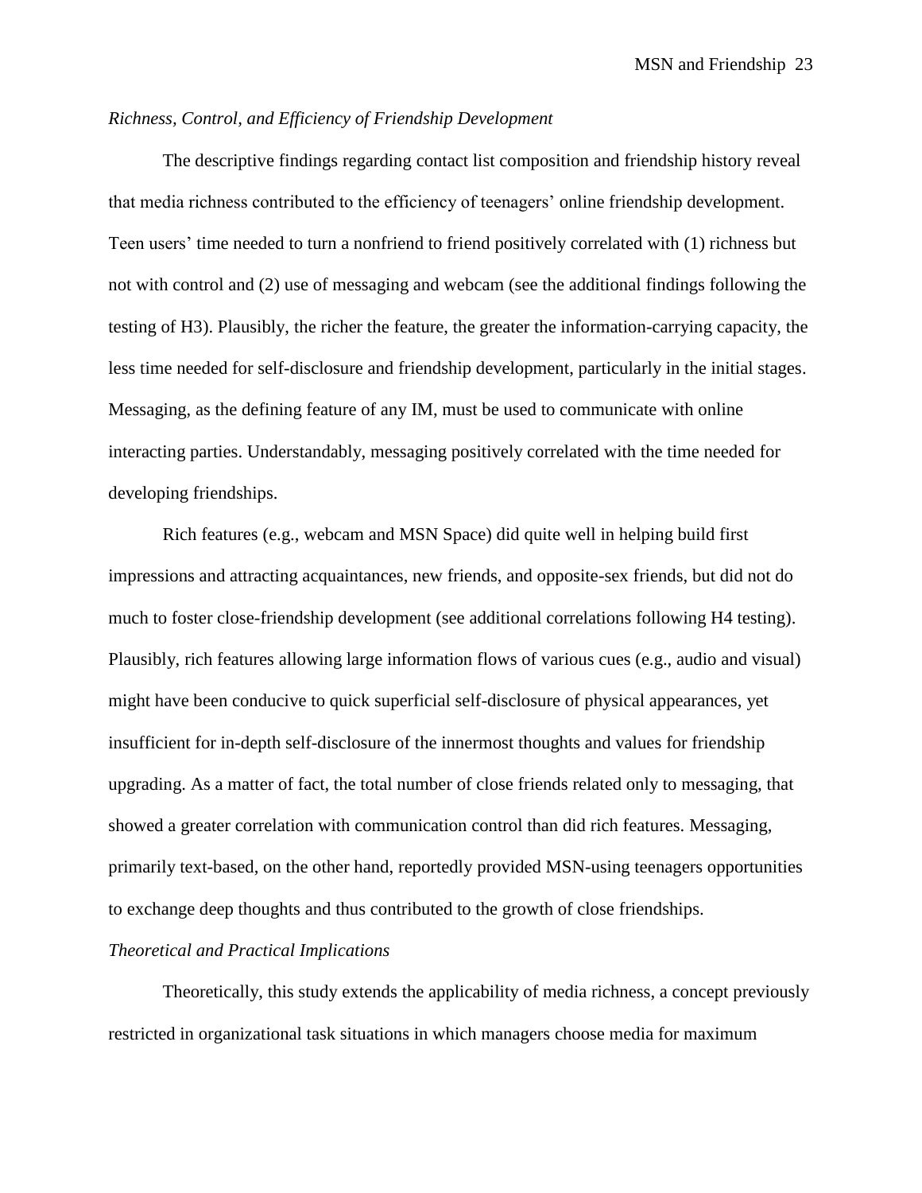*Richness, Control, and Efficiency of Friendship Development*

The descriptive findings regarding contact list composition and friendship history reveal that media richness contributed to the efficiency of teenagers' online friendship development. Teen users' time needed to turn a nonfriend to friend positively correlated with (1) richness but not with control and (2) use of messaging and webcam (see the additional findings following the testing of H3). Plausibly, the richer the feature, the greater the information-carrying capacity, the less time needed for self-disclosure and friendship development, particularly in the initial stages. Messaging, as the defining feature of any IM, must be used to communicate with online interacting parties. Understandably, messaging positively correlated with the time needed for developing friendships.

Rich features (e.g., webcam and MSN Space) did quite well in helping build first impressions and attracting acquaintances, new friends, and opposite-sex friends, but did not do much to foster close-friendship development (see additional correlations following H4 testing). Plausibly, rich features allowing large information flows of various cues (e.g., audio and visual) might have been conducive to quick superficial self-disclosure of physical appearances, yet insufficient for in-depth self-disclosure of the innermost thoughts and values for friendship upgrading. As a matter of fact, the total number of close friends related only to messaging, that showed a greater correlation with communication control than did rich features. Messaging, primarily text-based, on the other hand, reportedly provided MSN-using teenagers opportunities to exchange deep thoughts and thus contributed to the growth of close friendships.

*Theoretical and Practical Implications*

Theoretically, this study extends the applicability of media richness, a concept previously restricted in organizational task situations in which managers choose media for maximum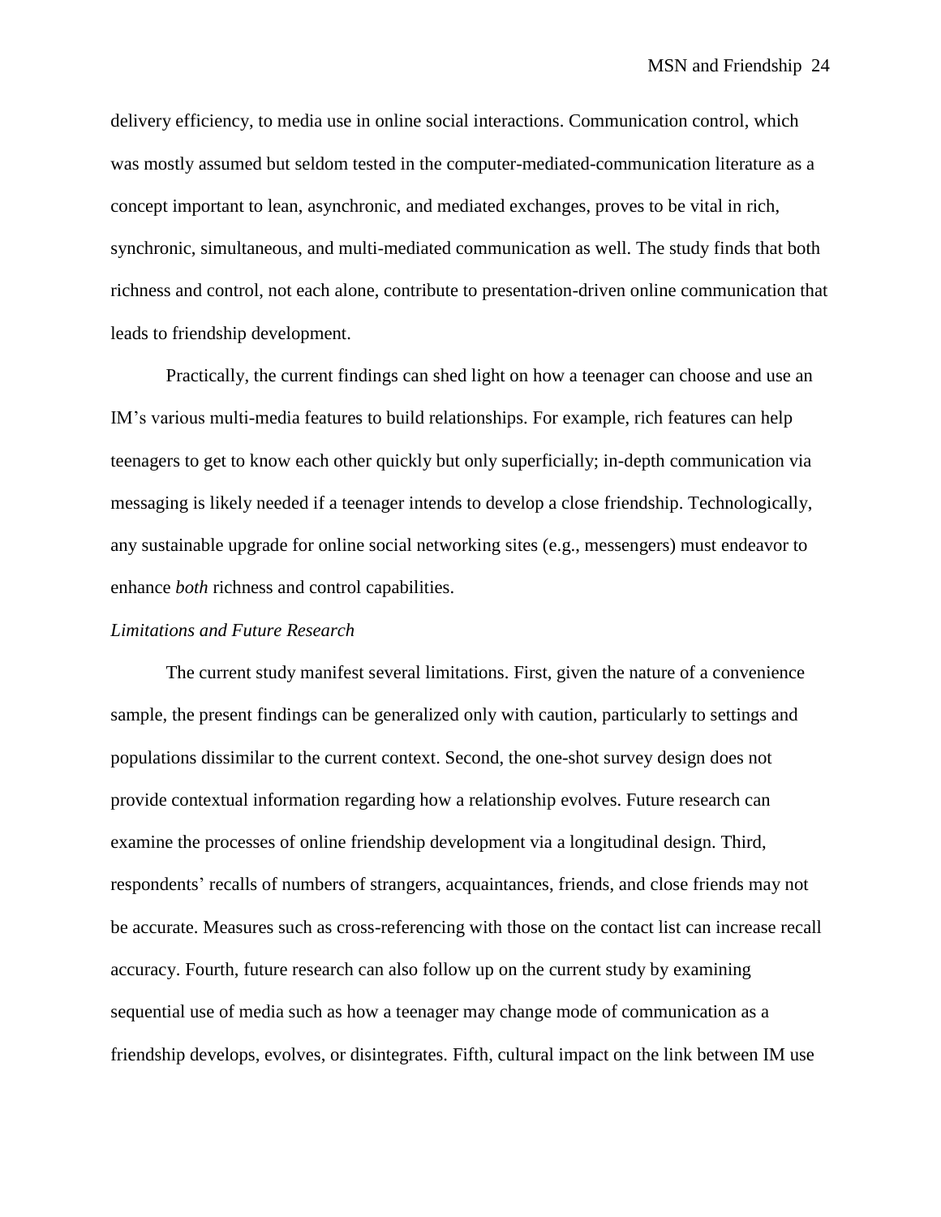delivery efficiency, to media use in online social interactions. Communication control, which was mostly assumed but seldom tested in the computer-mediated-communication literature as a concept important to lean, asynchronic, and mediated exchanges, proves to be vital in rich, synchronic, simultaneous, and multi-mediated communication as well. The study finds that both richness and control, not each alone, contribute to presentation-driven online communication that leads to friendship development.

Practically, the current findings can shed light on how a teenager can choose and use an IM's various multi-media features to build relationships. For example, rich features can help teenagers to get to know each other quickly but only superficially; in-depth communication via messaging is likely needed if a teenager intends to develop a close friendship. Technologically, any sustainable upgrade for online social networking sites (e.g., messengers) must endeavor to enhance *both* richness and control capabilities.

### *Limitations and Future Research*

The current study manifest several limitations. First, given the nature of a convenience sample, the present findings can be generalized only with caution, particularly to settings and populations dissimilar to the current context. Second, the one-shot survey design does not provide contextual information regarding how a relationship evolves. Future research can examine the processes of online friendship development via a longitudinal design. Third, respondents' recalls of numbers of strangers, acquaintances, friends, and close friends may not be accurate. Measures such as cross-referencing with those on the contact list can increase recall accuracy. Fourth, future research can also follow up on the current study by examining sequential use of media such as how a teenager may change mode of communication as a friendship develops, evolves, or disintegrates. Fifth, cultural impact on the link between IM use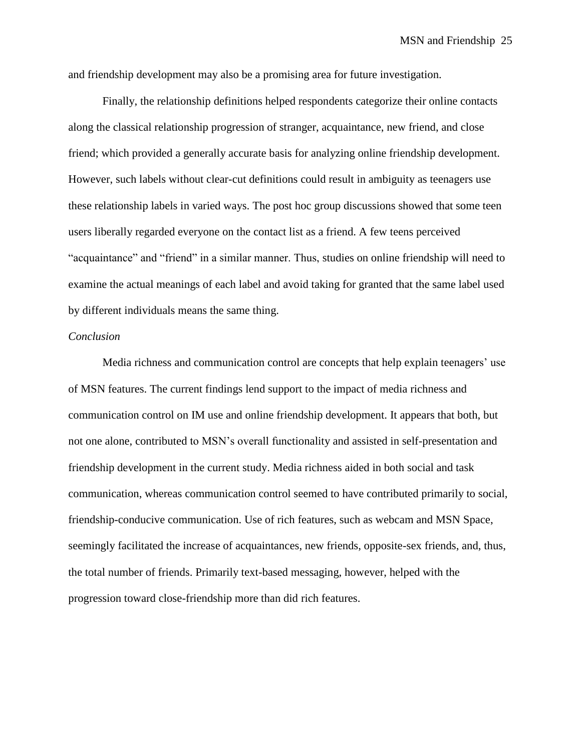and friendship development may also be a promising area for future investigation.

Finally, the relationship definitions helped respondents categorize their online contacts along the classical relationship progression of stranger, acquaintance, new friend, and close friend; which provided a generally accurate basis for analyzing online friendship development. However, such labels without clear-cut definitions could result in ambiguity as teenagers use these relationship labels in varied ways. The post hoc group discussions showed that some teen users liberally regarded everyone on the contact list as a friend. A few teens perceived "acquaintance" and "friend" in a similar manner. Thus, studies on online friendship will need to examine the actual meanings of each label and avoid taking for granted that the same label used by different individuals means the same thing.

*Conclusion*

Media richness and communication control are concepts that help explain teenagers' use of MSN features. The current findings lend support to the impact of media richness and communication control on IM use and online friendship development. It appears that both, but not one alone, contributed to MSN's overall functionality and assisted in self-presentation and friendship development in the current study. Media richness aided in both social and task communication, whereas communication control seemed to have contributed primarily to social, friendship-conducive communication. Use of rich features, such as webcam and MSN Space, seemingly facilitated the increase of acquaintances, new friends, opposite-sex friends, and, thus, the total number of friends. Primarily text-based messaging, however, helped with the progression toward close-friendship more than did rich features.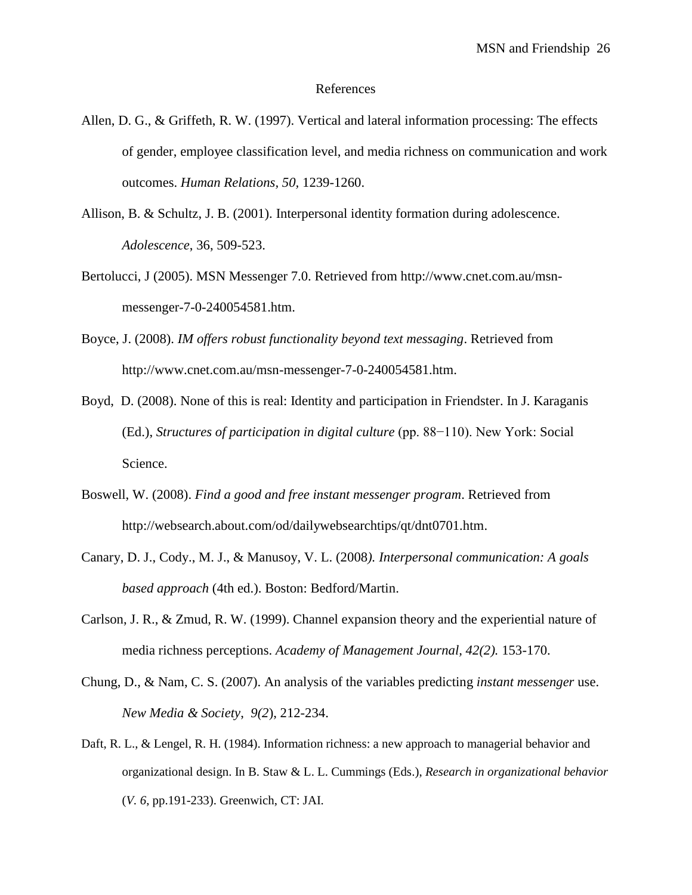# References

Allen, D. G., & Griffeth, R. W. (1997). Vertical and lateral information processing: The effects of gender, employee classification level, and media richness on communication and work outcomes. *Human Relations, 50*, 1239-1260.

Allison, B. & Schultz, J. B. (2001). Interpersonal identity formation during adolescence. *Adolescence*, 36, 509-523.

Bertolucci, J (2005). MSN Messenger 7.0. Retrieved from http://www.cnet.com.au/msn-messenger-7-0-240054581.htm.

Boyce, J. (2008). *IM offers robust functionality beyond text messaging*. Retrieved from http://www.cnet.com.au/msn-messenger-7-0-240054581.htm.

Boyd, D. (2008). None of this is real: Identity and participation in Friendster. In J. Karaganis (Ed.), *Structures of participation in digital culture* (pp. 88−110). New York: Social Science.

Boswell, W. (2008). *Find a good and free instant messenger program*. Retrieved from http://websearch.about.com/od/dailywebsearchtips/qt/dnt0701.htm.

Canary, D. J., Cody., M. J., & Manusoy, V. L. (2008*). Interpersonal communication: A goals based approach* (4th ed.). Boston: Bedford/Martin.

Carlson, J. R., & Zmud, R. W. (1999). Channel expansion theory and the experiential nature of media richness perceptions. *Academy of Management Journal, 42(2).* 153-170.

Chung, D., & Nam, C. S. (2007). An analysis of the variables predicting *instant messenger* use. *New Media & Society*, *9(2*), 212-234.

Daft, R. L., & Lengel, R. H. (1984). Information richness: a new approach to managerial behavior and organizational design. In B. Staw & L. L. Cummings (Eds.), *Research in organizational behavior* (*V. 6*, pp.191-233). Greenwich, CT: JAI.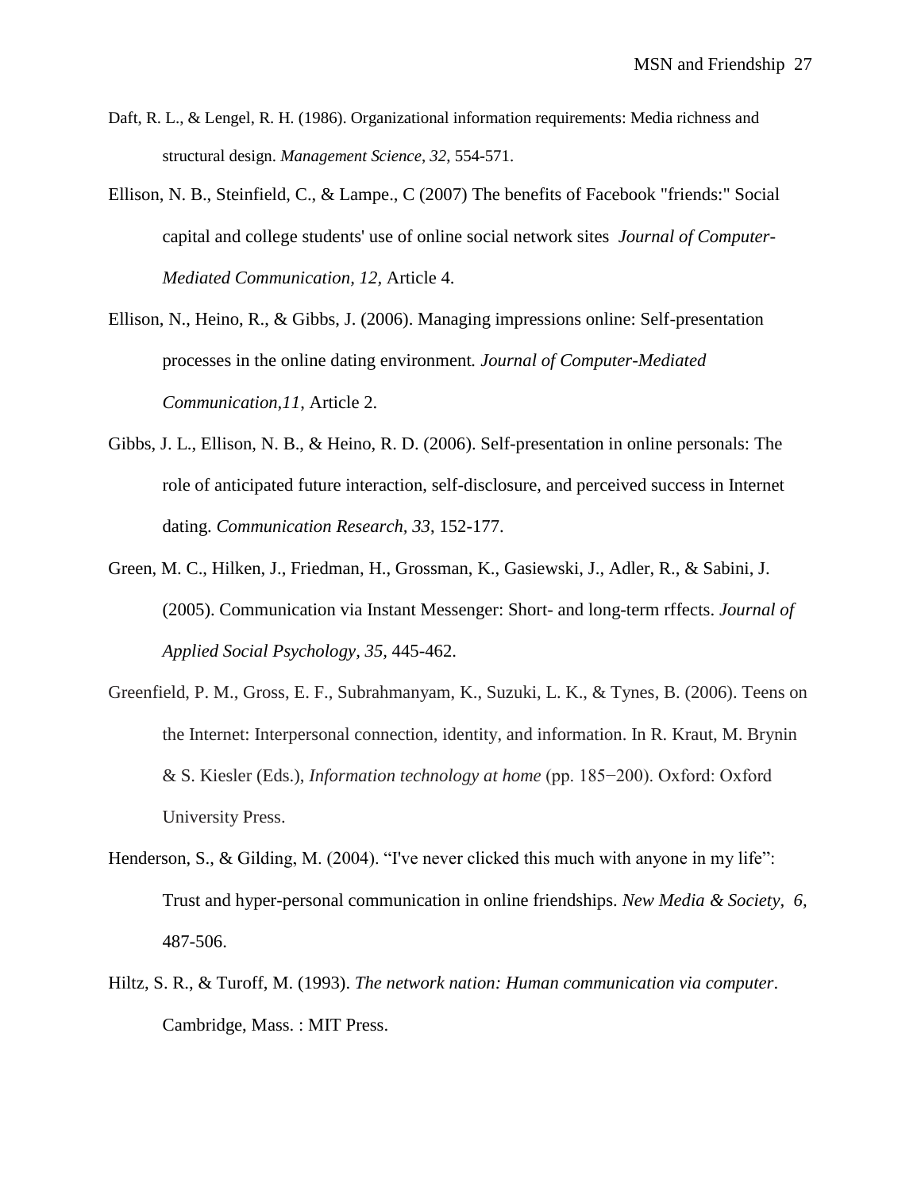Daft, R. L., & Lengel, R. H. (1986). Organizational information requirements: Media richness and structural design. *Management Science*, *32*, 554-571.

Ellison, N. B., Steinfield, C., & Lampe., C (2007) The benefits of Facebook "friends:" Social capital and college students' use of online social network sites *Journal of Computer-Mediated Communication, 12,* Article 4.

Ellison, N., Heino, R., & Gibbs, J. (2006). Managing impressions online: Self-presentation processes in the online dating environment*. Journal of Computer-Mediated Communication,11*, Article 2.

Gibbs, J. L., Ellison, N. B., & Heino, R. D. (2006). Self-presentation in online personals: The role of anticipated future interaction, self-disclosure, and perceived success in Internet dating. *Communication Research, 33*, 152-177.

Green, M. C., Hilken, J., Friedman, H., Grossman, K., Gasiewski, J., Adler, R., & Sabini, J. (2005). Communication via Instant Messenger: Short- and long-term rffects. *Journal of Applied Social Psychology, 35,* 445-462.

Greenfield, P. M., Gross, E. F., Subrahmanyam, K., Suzuki, L. K., & Tynes, B. (2006). Teens on the Internet: Interpersonal connection, identity, and information. In R. Kraut, M. Brynin & S. Kiesler (Eds.), *Information technology at home* (pp. 185−200). Oxford: Oxford University Press.

Henderson, S., & Gilding, M. (2004). "I've never clicked this much with anyone in my life": Trust and hyper-personal communication in online friendships. *New Media & Society, 6,* 487-506.

Hiltz, S. R., & Turoff, M. (1993). *The network nation: Human communication via computer*. Cambridge, Mass. : MIT Press.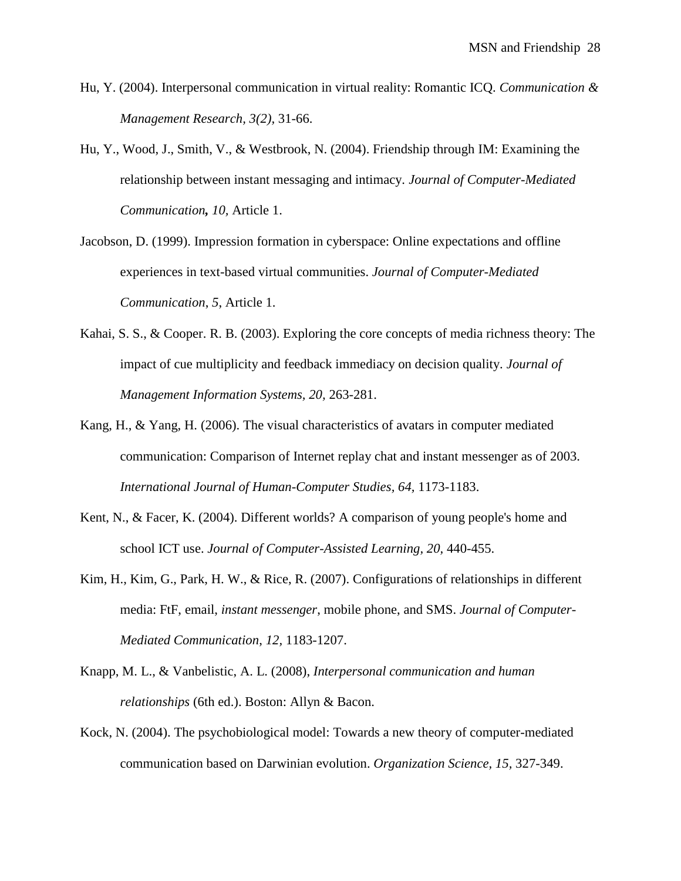Hu, Y. (2004). Interpersonal communication in virtual reality: Romantic ICQ. *Communication & Management Research, 3(2),* 31-66.

Hu, Y., Wood, J., Smith, V., & Westbrook, N. (2004). Friendship through IM: Examining the relationship between instant messaging and intimacy. *Journal of Computer-Mediated Communication, 10,* Article 1.

Jacobson, D. (1999). Impression formation in cyberspace: Online expectations and offline experiences in text-based virtual communities. *Journal of Computer-Mediated Communication*, *5*, Article 1.

Kahai, S. S., & Cooper. R. B. (2003). Exploring the core concepts of media richness theory: The impact of cue multiplicity and feedback immediacy on decision quality. *Journal of Management Information Systems, 20,* 263-281.

Kang, H., & Yang, H. (2006). The visual characteristics of avatars in computer mediated communication: Comparison of Internet replay chat and instant messenger as of 2003. *International Journal of Human-Computer Studies, 64,* 1173-1183.

Kent, N., & Facer, K. (2004). Different worlds? A comparison of young people's home and school ICT use. *Journal of Computer-Assisted Learning, 20,* 440-455.

Kim, H., Kim, G., Park, H. W., & Rice, R. (2007). Configurations of relationships in different media: FtF, email, *instant messenger*, mobile phone, and SMS. *Journal of Computer-Mediated Communication*, *12*, 1183-1207.

Knapp, M. L., & Vanbelistic, A. L. (2008), *Interpersonal communication and human relationships* (6th ed.). Boston: Allyn & Bacon.

Kock, N. (2004). The psychobiological model: Towards a new theory of computer-mediated communication based on Darwinian evolution. *Organization Science, 15,* 327-349.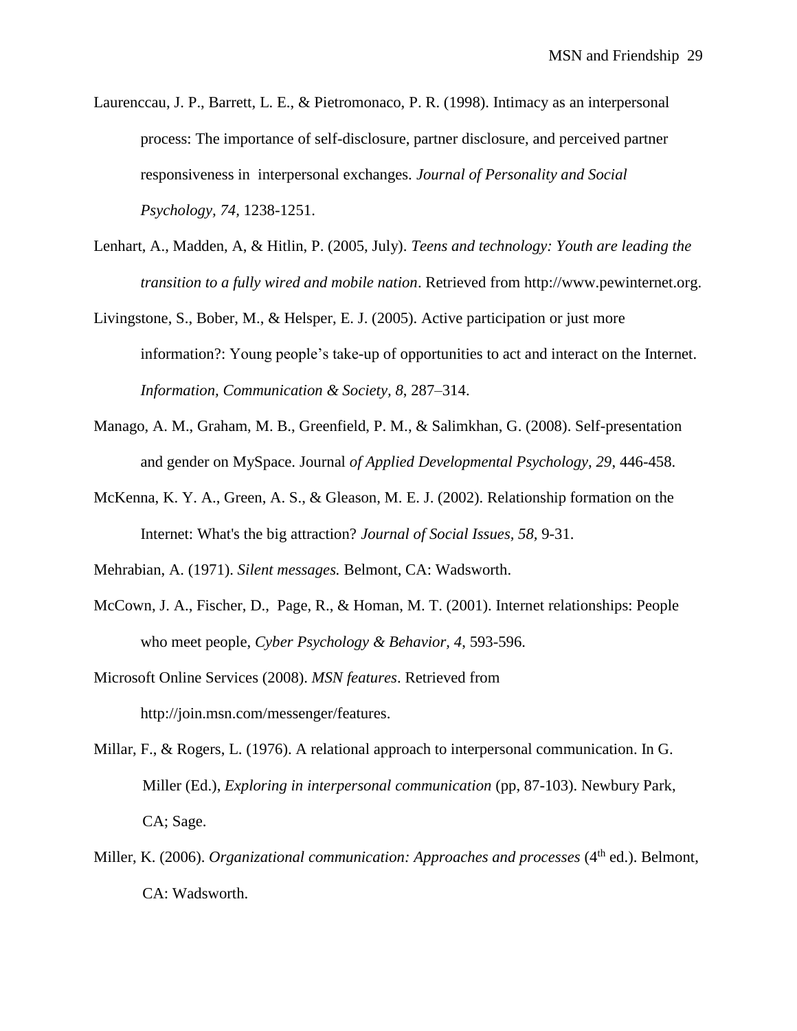Laurenccau, J. P., Barrett, L. E., & Pietromonaco, P. R. (1998). Intimacy as an interpersonal process: The importance of self-disclosure, partner disclosure, and perceived partner responsiveness in interpersonal exchanges. *Journal of Personality and Social Psychology, 74,* 1238-1251.

Lenhart, A., Madden, A, & Hitlin, P. (2005, July). *Teens and technology: Youth are leading the transition to a fully wired and mobile nation*. Retrieved from http://www.pewinternet.org.

Livingstone, S., Bober, M., & Helsper, E. J. (2005). Active participation or just more information?: Young people's take-up of opportunities to act and interact on the Internet. *Information, Communication & Society, 8*, 287–314.

Manago, A. M., Graham, M. B., Greenfield, P. M., & Salimkhan, G. (2008). Self-presentation and gender on MySpace. Journal *of Applied Developmental Psychology, 29*, 446-458.

McKenna, K. Y. A., Green, A. S., & Gleason, M. E. J. (2002). Relationship formation on the Internet: What's the big attraction? *Journal of Social Issues, 58,* 9-31.

Mehrabian, A. (1971). *Silent messages.* Belmont, CA: Wadsworth.

McCown, J. A., Fischer, D., Page, R., & Homan, M. T. (2001). Internet relationships: People who meet people, *Cyber Psychology & Behavior, 4*, 593-596.

Microsoft Online Services (2008). *MSN features*. Retrieved from http://join.msn.com/messenger/features.

Millar, F., & Rogers, L. (1976). A relational approach to interpersonal communication. In G. Miller (Ed.), *Exploring in interpersonal communication* (pp, 87-103). Newbury Park, CA; Sage.

Miller, K. (2006). *Organizational communication: Approaches and processes* (4th ed.). Belmont, CA: Wadsworth.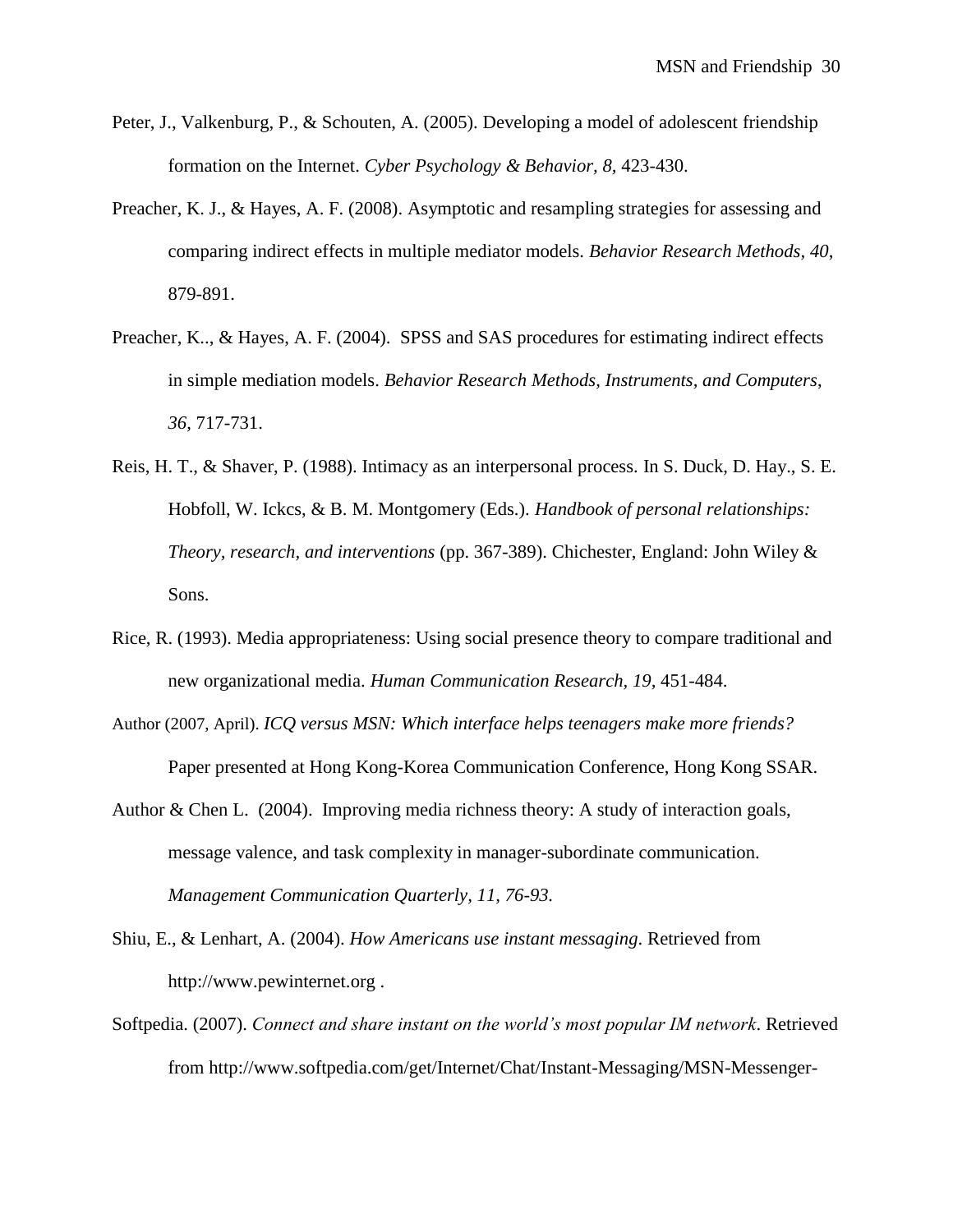Peter, J., Valkenburg, P., & Schouten, A. (2005). Developing a model of adolescent friendship formation on the Internet. *Cyber Psychology & Behavior, 8,* 423-430.

Preacher, K. J., & Hayes, A. F. (2008). Asymptotic and resampling strategies for assessing and comparing indirect effects in multiple mediator models. *Behavior Research Methods, 40*, 879-891.

Preacher, K.., & Hayes, A. F. (2004). SPSS and SAS procedures for estimating indirect effects in simple mediation models. *Behavior Research Methods, Instruments, and Computers*, *36*, 717-731.

Reis, H. T., & Shaver, P. (1988). Intimacy as an interpersonal process. In S. Duck, D. Hay., S. E. Hobfoll, W. Ickcs, & B. M. Montgomery (Eds.). *Handbook of personal relationships: Theory, research, and interventions* (pp. 367-389). Chichester, England: John Wiley & Sons.

Rice, R. (1993). Media appropriateness: Using social presence theory to compare traditional and new organizational media. *Human Communication Research, 19,* 451-484.

Author (2007, April). *ICQ versus MSN: Which interface helps teenagers make more friends?* Paper presented at Hong Kong-Korea Communication Conference, Hong Kong SSAR.

Author & Chen L. (2004). Improving media richness theory: A study of interaction goals, message valence, and task complexity in manager-subordinate communication. *Management Communication Quarterly, 11, 76-93.*

Shiu, E., & Lenhart, A. (2004). *How Americans use instant messaging*. Retrieved from http://www.pewinternet.org .

Softpedia. (2007). *Connect and share instant on the world's most popular IM network*. Retrieved from http://www.softpedia.com/get/Internet/Chat/Instant-Messaging/MSN-Messenger-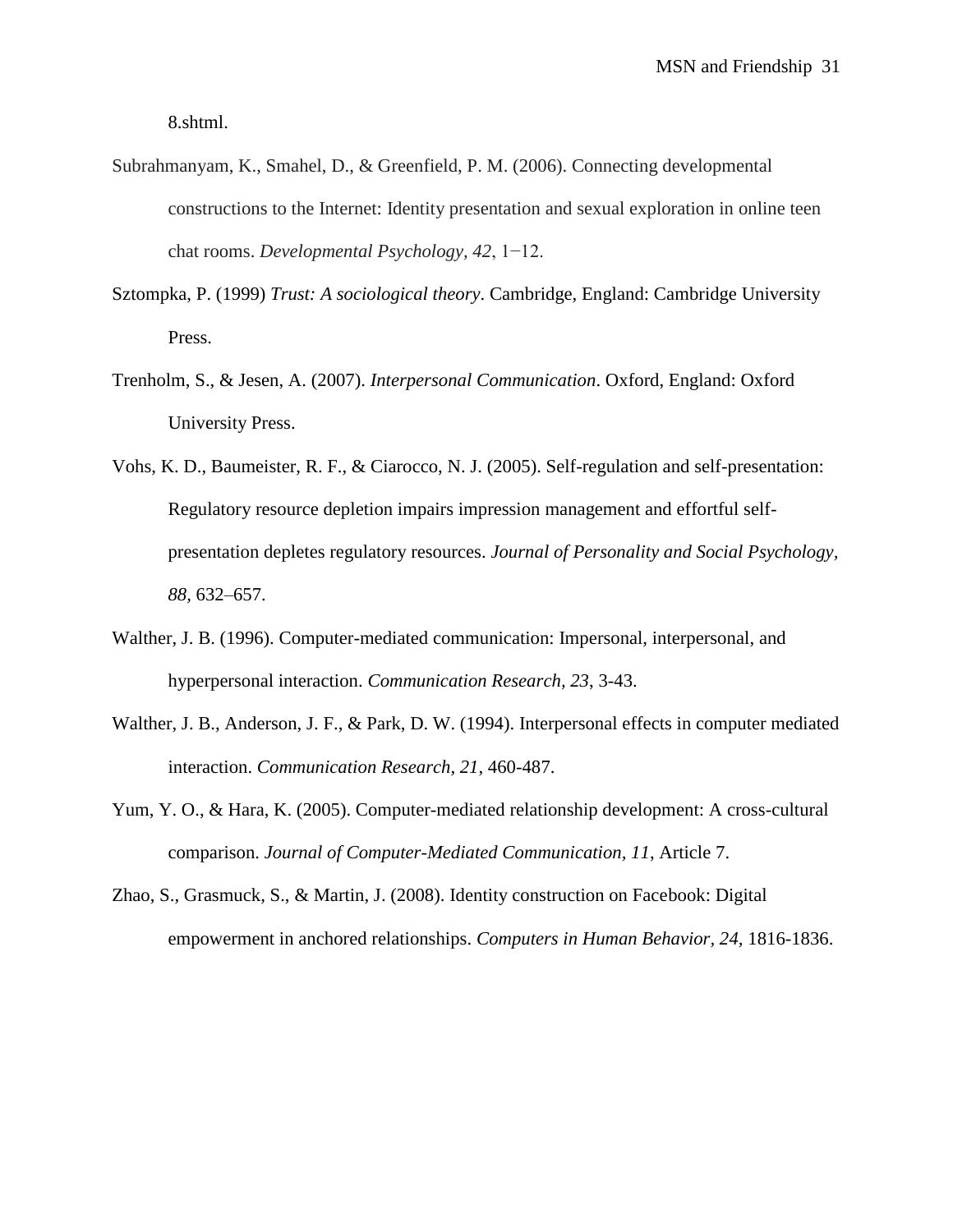8.shtml.

Subrahmanyam, K., Smahel, D., & Greenfield, P. M. (2006). Connecting developmental constructions to the Internet: Identity presentation and sexual exploration in online teen chat rooms. *Developmental Psychology, 42*, 1−12.

Sztompka, P. (1999) *Trust: A sociological theory*. Cambridge, England: Cambridge University Press.

Trenholm, S., & Jesen, A. (2007). *Interpersonal Communication*. Oxford, England: Oxford University Press.

Vohs, K. D., Baumeister, R. F., & Ciarocco, N. J. (2005). Self-regulation and self-presentation: Regulatory resource depletion impairs impression management and effortful self-presentation depletes regulatory resources. *Journal of Personality and Social Psychology, 88*, 632–657.

Walther, J. B. (1996). Computer-mediated communication: Impersonal, interpersonal, and hyperpersonal interaction. *Communication Research, 23*, 3-43.

Walther, J. B., Anderson, J. F., & Park, D. W. (1994). Interpersonal effects in computer mediated interaction. *Communication Research, 21*, 460-487.

Yum, Y. O., & Hara, K. (2005). Computer-mediated relationship development: A cross-cultural comparison. *Journal of Computer-Mediated Communication, 11*, Article 7.

Zhao, S., Grasmuck, S., & Martin, J. (2008). Identity construction on Facebook: Digital empowerment in anchored relationships. *Computers in Human Behavior, 24*, 1816-1836.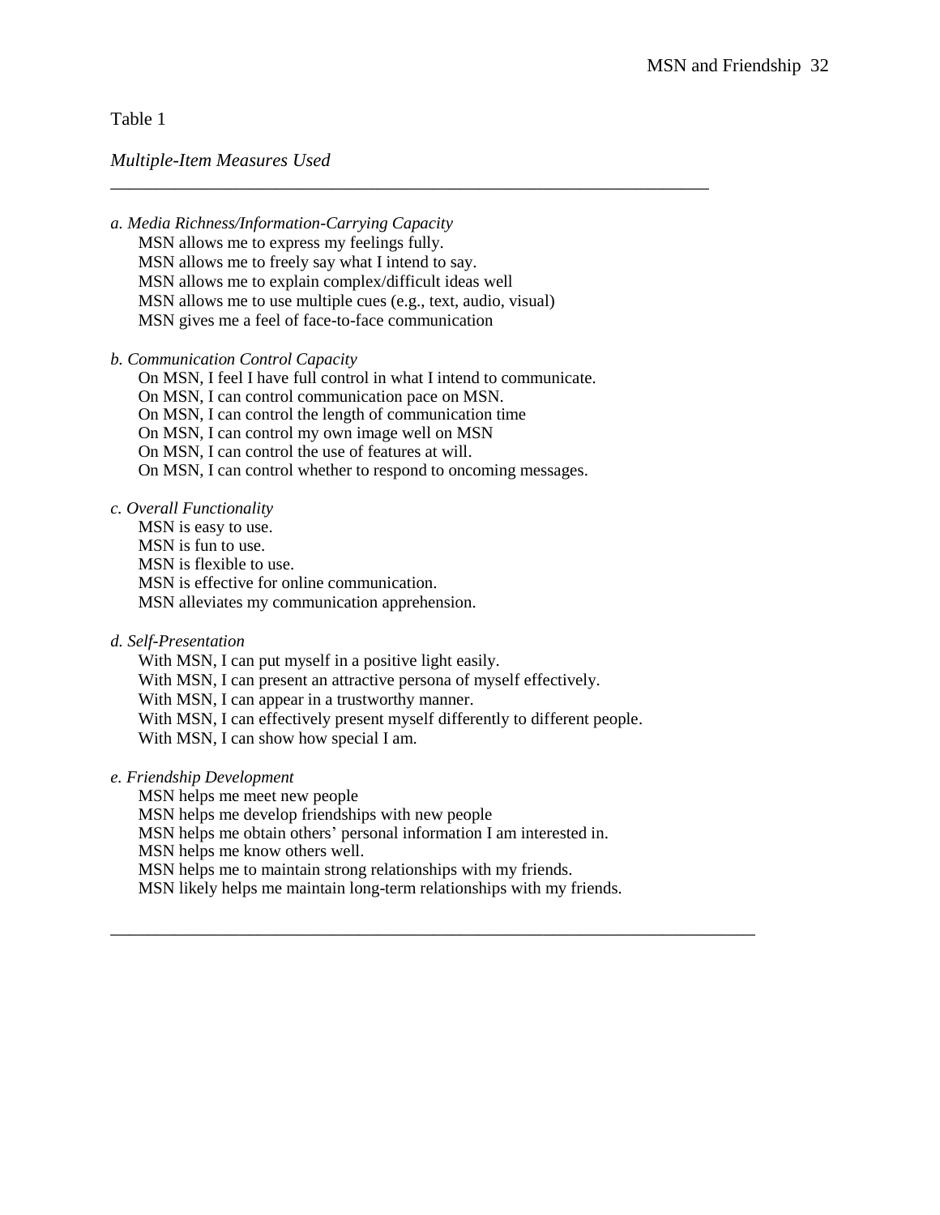Table 1

*Multiple-Item Measures Used*

---

*a. Media Richness/Information-Carrying Capacity*

MSN allows me to express my feelings fully.
MSN allows me to freely say what I intend to say.
MSN allows me to explain complex/difficult ideas well
MSN allows me to use multiple cues (e.g., text, audio, visual)
MSN gives me a feel of face-to-face communication

*b. Communication Control Capacity*

On MSN, I feel I have full control in what I intend to communicate.
On MSN, I can control communication pace on MSN.
On MSN, I can control the length of communication time
On MSN, I can control my own image well on MSN
On MSN, I can control the use of features at will.
On MSN, I can control whether to respond to oncoming messages.

*c. Overall Functionality*

MSN is easy to use.
MSN is fun to use.
MSN is flexible to use.
MSN is effective for online communication.
MSN alleviates my communication apprehension.

*d. Self-Presentation*

With MSN, I can put myself in a positive light easily.
With MSN, I can present an attractive persona of myself effectively.
With MSN, I can appear in a trustworthy manner.
With MSN, I can effectively present myself differently to different people.
With MSN, I can show how special I am.

*e. Friendship Development*

MSN helps me meet new people
MSN helps me develop friendships with new people
MSN helps me obtain others' personal information I am interested in.
MSN helps me know others well.
MSN helps me to maintain strong relationships with my friends.
MSN likely helps me maintain long-term relationships with my friends.

---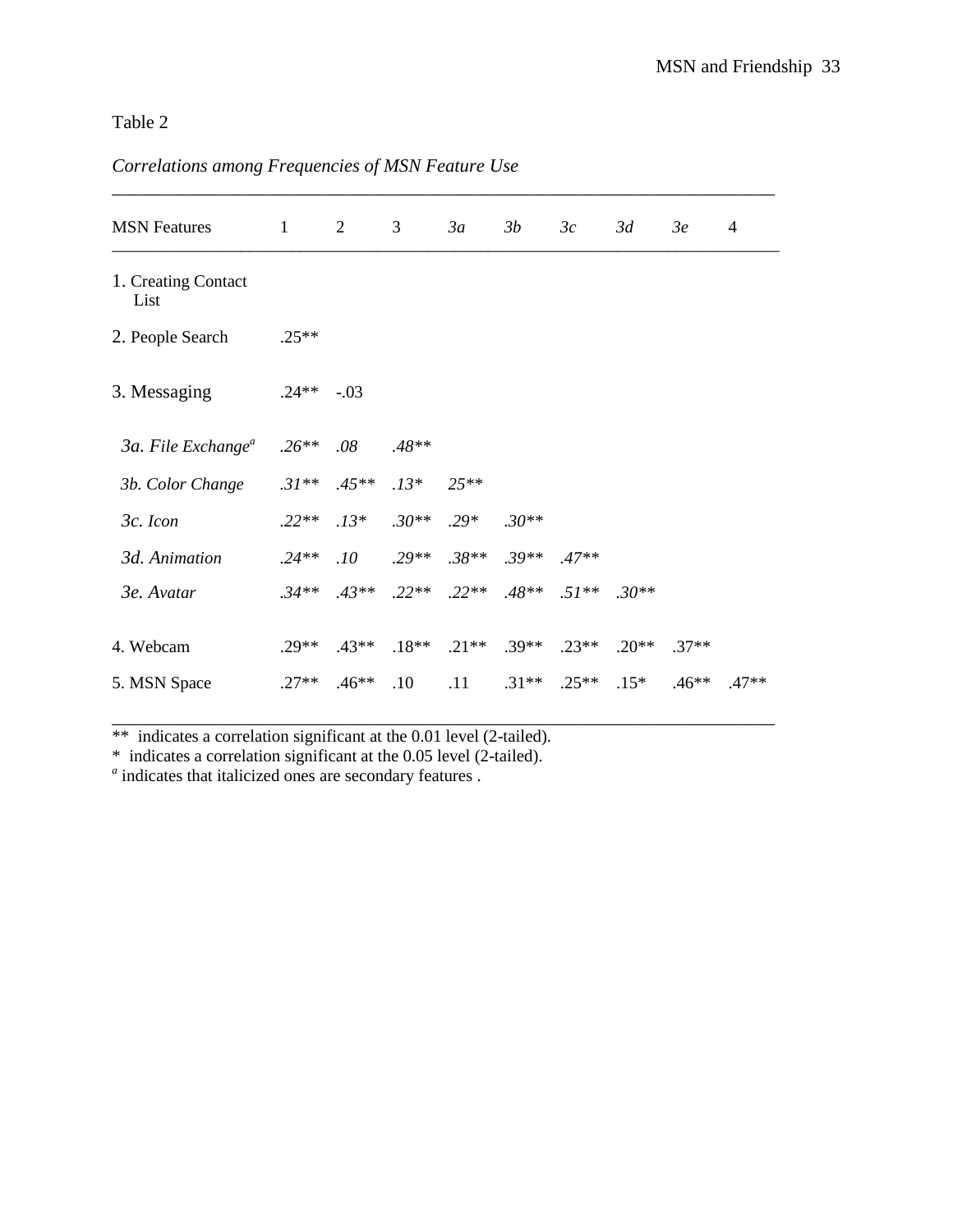Table 2

*Correlations among Frequencies of MSN Feature Use*

| MSN Features | 1 | 2 | 3 | *3a* | *3b* | *3c* | *3d* | *3e* | 4 |
|---|---|---|---|---|---|---|---|---|---|
| 1. Creating Contact List | | | | | | | | | |
| 2. People Search | .25** | | | | | | | | |
| 3. Messaging | .24** | -.03 | | | | | | | |
| *3a. File Exchange*[a] | *.26*** | *.08* | *.48*** | | | | | | |
| *3b. Color Change* | *.31*** | *.45*** | *.13** | *25*** | | | | | |
| *3c. Icon* | *.22*** | *.13** | *.30*** | *.29** | *.30*** | | | | |
| *3d. Animation* | *.24*** | *.10* | *.29*** | *.38*** | *.39*** | *.47*** | | | |
| *3e. Avatar* | *.34*** | *.43*** | *.22*** | *.22*** | *.48*** | *.51*** | *.30*** | | |
| 4. Webcam | .29** | .43** | .18** | .21** | .39** | .23** | .20** | .37** | |
| 5. MSN Space | .27** | .46** | .10 | .11 | .31** | .25** | .15* | .46** | .47** |

** indicates a correlation significant at the 0.01 level (2-tailed).
* indicates a correlation significant at the 0.05 level (2-tailed).
[a] indicates that italicized ones are secondary features .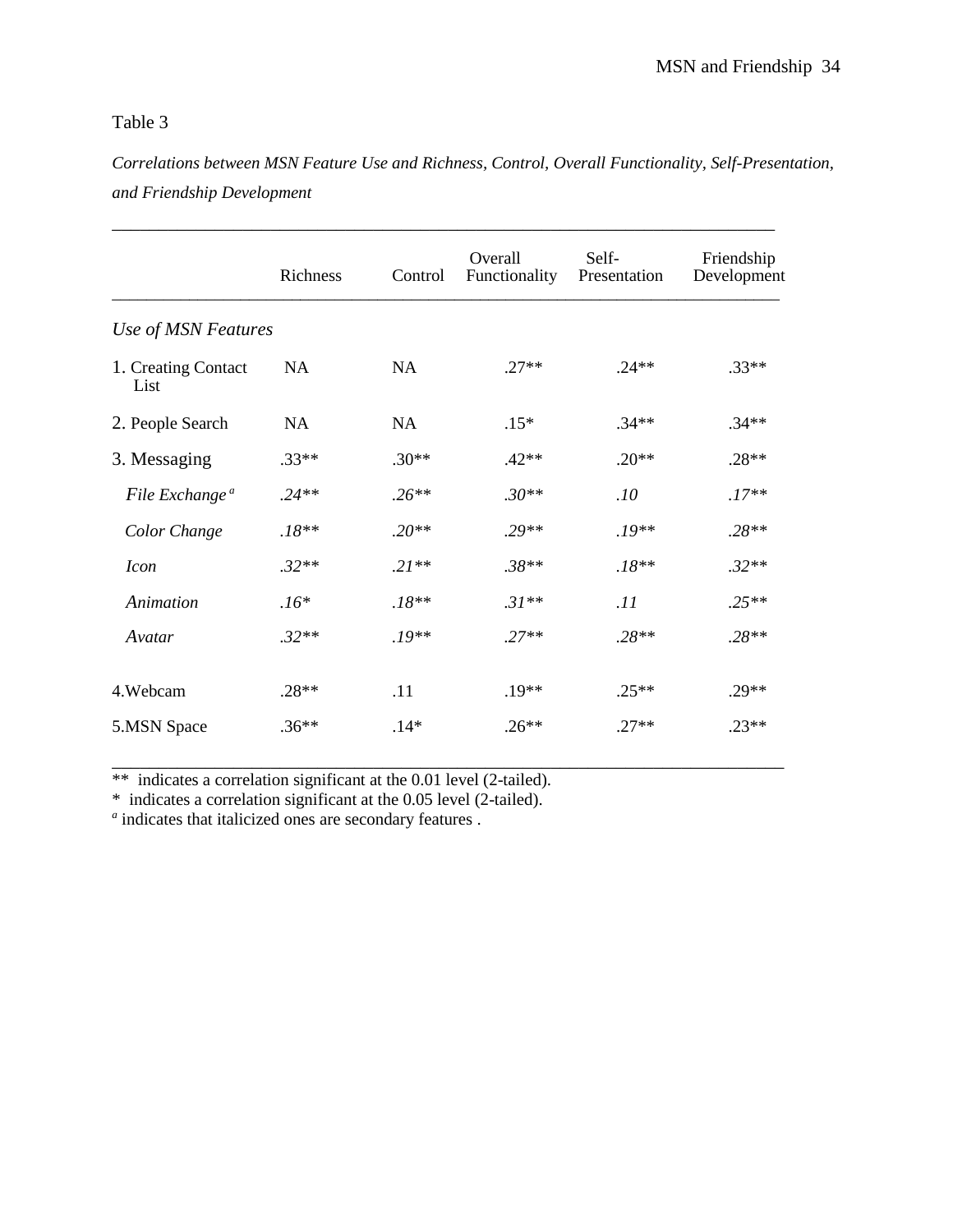Table 3

*Correlations between MSN Feature Use and Richness, Control, Overall Functionality, Self-Presentation, and Friendship Development*

| | Richness | Control | Overall Functionality | Self-Presentation | Friendship Development |
|---|---|---|---|---|---|
| *Use of MSN Features* | | | | | |
| 1. Creating Contact List | NA | NA | .27** | .24** | .33** |
| 2. People Search | NA | NA | .15* | .34** | .34** |
| 3. Messaging | .33** | .30** | .42** | .20** | .28** |
| *File Exchange* [a] | *.24*** | *.26*** | *.30*** | *.10* | *.17*** |
| *Color Change* | *.18*** | *.20*** | *.29*** | *.19*** | *.28*** |
| *Icon* | *.32*** | *.21*** | *.38*** | *.18*** | *.32*** |
| *Animation* | *.16** | *.18*** | *.31*** | *.11* | *.25*** |
| *Avatar* | *.32*** | *.19*** | *.27*** | *.28*** | *.28*** |
| 4.Webcam | .28** | .11 | .19** | .25** | .29** |
| 5.MSN Space | .36** | .14* | .26** | .27** | .23** |

** indicates a correlation significant at the 0.01 level (2-tailed).
* indicates a correlation significant at the 0.05 level (2-tailed).
[a] indicates that italicized ones are secondary features .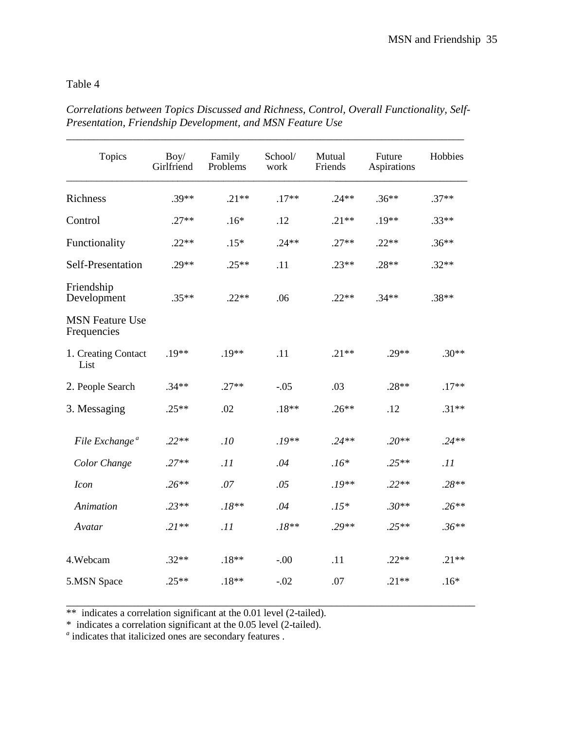Table 4

*Correlations between Topics Discussed and Richness, Control, Overall Functionality, Self-Presentation, Friendship Development, and MSN Feature Use*

| Topics | Boy/ Girlfriend | Family Problems | School/ work | Mutual Friends | Future Aspirations | Hobbies |
|---|---|---|---|---|---|---|
| Richness | .39** | .21** | .17** | .24** | .36** | .37** |
| Control | .27** | .16* | .12 | .21** | .19** | .33** |
| Functionality | .22** | .15* | .24** | .27** | .22** | .36** |
| Self-Presentation | .29** | .25** | .11 | .23** | .28** | .32** |
| Friendship Development | .35** | .22** | .06 | .22** | .34** | .38** |
| MSN Feature Use Frequencies | | | | | | |
| 1. Creating Contact List | .19** | .19** | .11 | .21** | .29** | .30** |
| 2. People Search | .34** | .27** | -.05 | .03 | .28** | .17** |
| 3. Messaging | .25** | .02 | .18** | .26** | .12 | .31** |
| *File Exchange* [a] | *.22*** | *.10* | *.19*** | *.24*** | *.20*** | *.24*** |
| *Color Change* | *.27*** | *.11* | *.04* | *.16** | *.25*** | *.11* |
| *Icon* | *.26*** | *.07* | *.05* | *.19*** | *.22*** | *.28*** |
| *Animation* | *.23*** | *.18*** | *.04* | *.15** | *.30*** | *.26*** |
| *Avatar* | *.21*** | *.11* | *.18*** | *.29*** | *.25*** | *.36*** |
| 4.Webcam | .32** | .18** | -.00 | .11 | .22** | .21** |
| 5.MSN Space | .25** | .18** | -.02 | .07 | .21** | .16* |

** indicates a correlation significant at the 0.01 level (2-tailed).
* indicates a correlation significant at the 0.05 level (2-tailed).
[a] indicates that italicized ones are secondary features .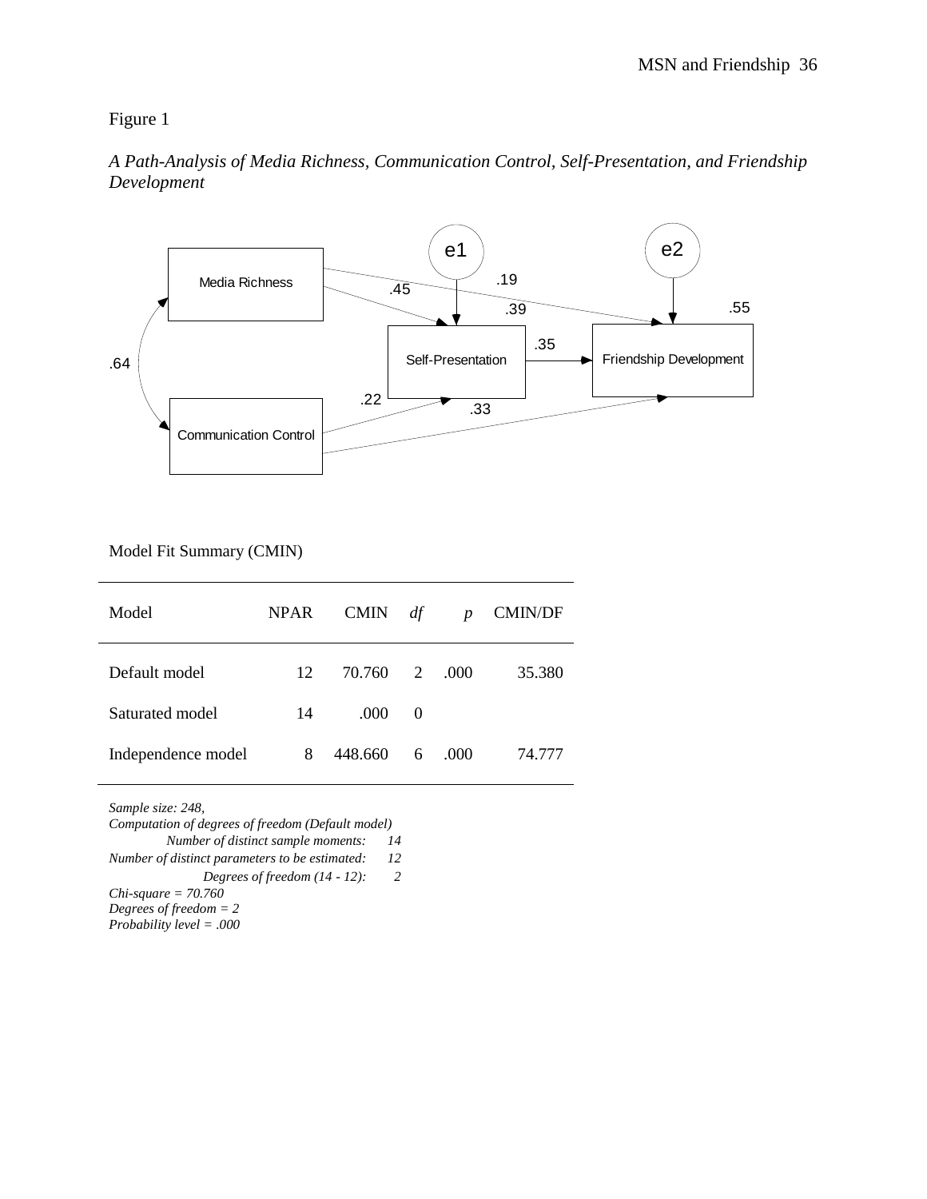Figure 1

*A Path-Analysis of Media Richness, Communication Control, Self-Presentation, and Friendship Development*

e1

e2

Media Richness

.19

.45

.39

.55

.35

Self-Presentation

Friendship Development

.64

.22

.33

Communication Control

Model Fit Summary (CMIN)

| Model | NPAR | CMIN | *df* | *p* | CMIN/DF |
|---|---|---|---|---|---|
| Default model | 12 | 70.760 | 2 | .000 | 35.380 |
| Saturated model | 14 | .000 | 0 | | |
| Independence model | 8 | 448.660 | 6 | .000 | 74.777 |

*Sample size: 248,*
*Computation of degrees of freedom (Default model)*
*Number of distinct sample moments: 14*
*Number of distinct parameters to be estimated: 12*
*Degrees of freedom (14 - 12): 2*
*Chi-square = 70.760*
*Degrees of freedom = 2*
*Probability level = .000*